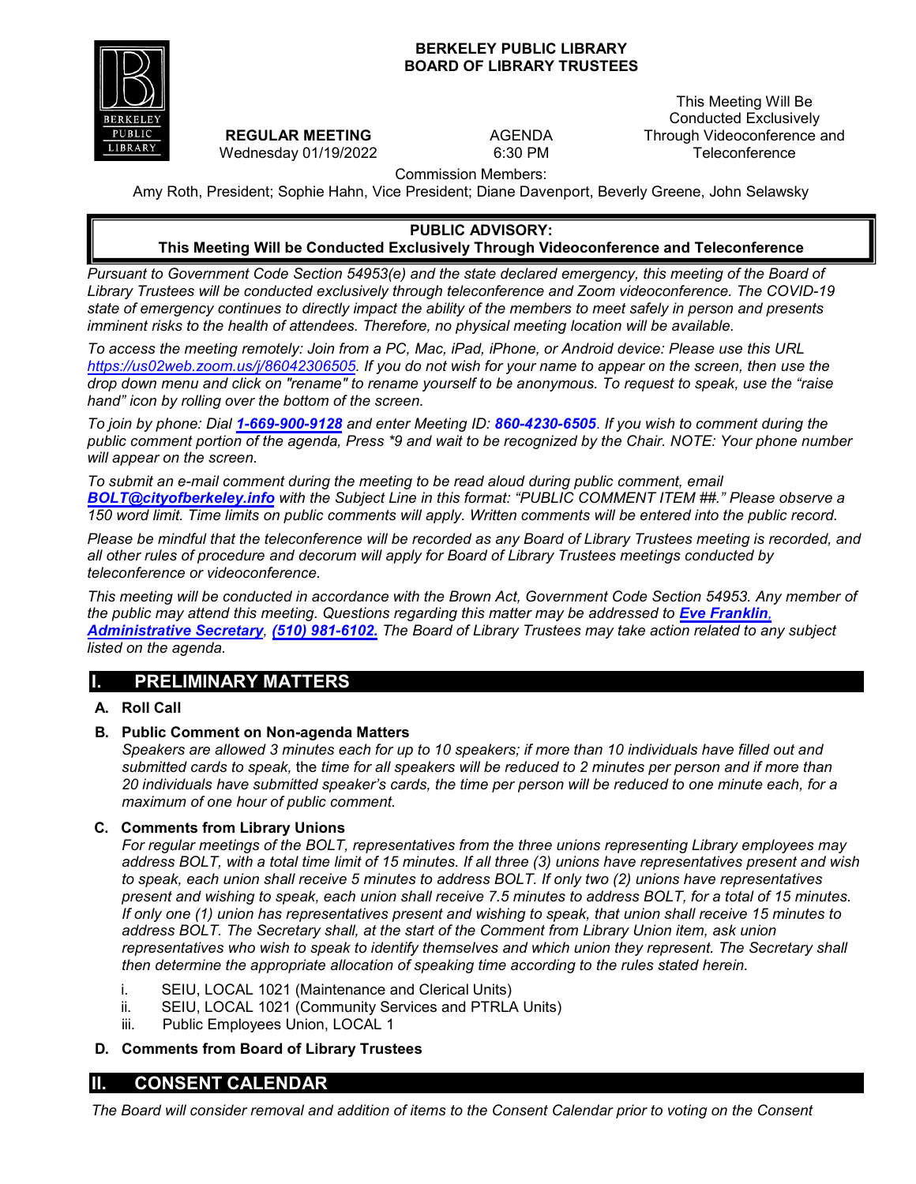# BERKELEY PUBLIC LIBRARY
# BOARD OF LIBRARY TRUSTEES

**REGULAR MEETING**
Wednesday 01/19/2022

AGENDA
6:30 PM

This Meeting Will Be Conducted Exclusively Through Videoconference and Teleconference

Commission Members:
Amy Roth, President; Sophie Hahn, Vice President; Diane Davenport, Beverly Greene, John Selawsky

**PUBLIC ADVISORY:**
**This Meeting Will be Conducted Exclusively Through Videoconference and Teleconference**

*Pursuant to Government Code Section 54953(e) and the state declared emergency, this meeting of the Board of Library Trustees will be conducted exclusively through teleconference and Zoom videoconference. The COVID-19 state of emergency continues to directly impact the ability of the members to meet safely in person and presents imminent risks to the health of attendees. Therefore, no physical meeting location will be available.*

*To access the meeting remotely: Join from a PC, Mac, iPad, iPhone, or Android device: Please use this URL https://us02web.zoom.us/j/86042306505. If you do not wish for your name to appear on the screen, then use the drop down menu and click on "rename" to rename yourself to be anonymous. To request to speak, use the "raise hand" icon by rolling over the bottom of the screen.*

*To join by phone: Dial **1-669-900-9128** and enter Meeting ID: **860-4230-6505**. If you wish to comment during the public comment portion of the agenda, Press \*9 and wait to be recognized by the Chair. NOTE: Your phone number will appear on the screen.*

*To submit an e-mail comment during the meeting to be read aloud during public comment, email **BOLT@cityofberkeley.info** with the Subject Line in this format: "PUBLIC COMMENT ITEM ##." Please observe a 150 word limit. Time limits on public comments will apply. Written comments will be entered into the public record.*

*Please be mindful that the teleconference will be recorded as any Board of Library Trustees meeting is recorded, and all other rules of procedure and decorum will apply for Board of Library Trustees meetings conducted by teleconference or videoconference.*

*This meeting will be conducted in accordance with the Brown Act, Government Code Section 54953. Any member of the public may attend this meeting. Questions regarding this matter may be addressed to **Eve Franklin, Administrative Secretary**, **(510) 981-6102.** The Board of Library Trustees may take action related to any subject listed on the agenda.*

## I. PRELIMINARY MATTERS

**A. Roll Call**

**B. Public Comment on Non-agenda Matters**

*Speakers are allowed 3 minutes each for up to 10 speakers; if more than 10 individuals have filled out and submitted cards to speak,* the *time for all speakers will be reduced to 2 minutes per person and if more than 20 individuals have submitted speaker's cards, the time per person will be reduced to one minute each, for a maximum of one hour of public comment.*

**C. Comments from Library Unions**

*For regular meetings of the BOLT, representatives from the three unions representing Library employees may address BOLT, with a total time limit of 15 minutes. If all three (3) unions have representatives present and wish to speak, each union shall receive 5 minutes to address BOLT. If only two (2) unions have representatives present and wishing to speak, each union shall receive 7.5 minutes to address BOLT, for a total of 15 minutes. If only one (1) union has representatives present and wishing to speak, that union shall receive 15 minutes to address BOLT. The Secretary shall, at the start of the Comment from Library Union item, ask union representatives who wish to speak to identify themselves and which union they represent. The Secretary shall then determine the appropriate allocation of speaking time according to the rules stated herein.*

i. SEIU, LOCAL 1021 (Maintenance and Clerical Units)
ii. SEIU, LOCAL 1021 (Community Services and PTRLA Units)
iii. Public Employees Union, LOCAL 1

**D. Comments from Board of Library Trustees**

## II. CONSENT CALENDAR

*The Board will consider removal and addition of items to the Consent Calendar prior to voting on the Consent*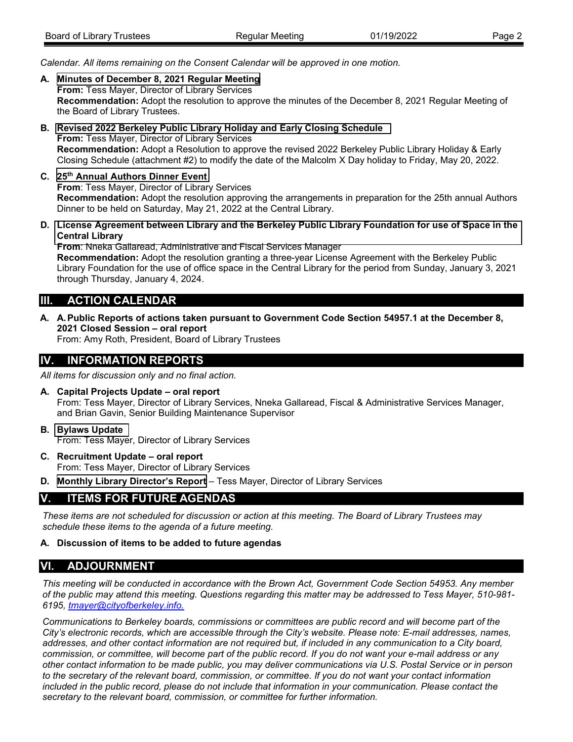*Calendar. All items remaining on the Consent Calendar will be approved in one motion.*

**A. Minutes of December 8, 2021 Regular Meeting**
**From:** Tess Mayer, Director of Library Services
**Recommendation:** Adopt the resolution to approve the minutes of the December 8, 2021 Regular Meeting of the Board of Library Trustees.

**B. Revised 2022 Berkeley Public Library Holiday and Early Closing Schedule**
**From:** Tess Mayer, Director of Library Services
**Recommendation:** Adopt a Resolution to approve the revised 2022 Berkeley Public Library Holiday & Early Closing Schedule (attachment #2) to modify the date of the Malcolm X Day holiday to Friday, May 20, 2022.

**C. 25th Annual Authors Dinner Event**
**From**: Tess Mayer, Director of Library Services
**Recommendation:** Adopt the resolution approving the arrangements in preparation for the 25th annual Authors Dinner to be held on Saturday, May 21, 2022 at the Central Library.

**D. License Agreement between Library and the Berkeley Public Library Foundation for use of Space in the Central Library**
**From**: Nneka Gallaread, Administrative and Fiscal Services Manager
**Recommendation:** Adopt the resolution granting a three-year License Agreement with the Berkeley Public Library Foundation for the use of office space in the Central Library for the period from Sunday, January 3, 2021 through Thursday, January 4, 2024.

## III. ACTION CALENDAR

**A. A. Public Reports of actions taken pursuant to Government Code Section 54957.1 at the December 8, 2021 Closed Session – oral report**
From: Amy Roth, President, Board of Library Trustees

## IV. INFORMATION REPORTS

*All items for discussion only and no final action.*

**A. Capital Projects Update – oral report**
From: Tess Mayer, Director of Library Services, Nneka Gallaread, Fiscal & Administrative Services Manager, and Brian Gavin, Senior Building Maintenance Supervisor

**B. Bylaws Update**
From: Tess Mayer, Director of Library Services

**C. Recruitment Update – oral report**
From: Tess Mayer, Director of Library Services

**D. Monthly Library Director's Report** – Tess Mayer, Director of Library Services

## V. ITEMS FOR FUTURE AGENDAS

*These items are not scheduled for discussion or action at this meeting. The Board of Library Trustees may schedule these items to the agenda of a future meeting.*

**A. Discussion of items to be added to future agendas**

## VI. ADJOURNMENT

*This meeting will be conducted in accordance with the Brown Act, Government Code Section 54953. Any member of the public may attend this meeting. Questions regarding this matter may be addressed to Tess Mayer, 510-981-6195, tmayer@cityofberkeley.info.*

*Communications to Berkeley boards, commissions or committees are public record and will become part of the City's electronic records, which are accessible through the City's website. Please note: E-mail addresses, names, addresses, and other contact information are not required but, if included in any communication to a City board, commission, or committee, will become part of the public record. If you do not want your e-mail address or any other contact information to be made public, you may deliver communications via U.S. Postal Service or in person to the secretary of the relevant board, commission, or committee. If you do not want your contact information included in the public record, please do not include that information in your communication. Please contact the secretary to the relevant board, commission, or committee for further information.*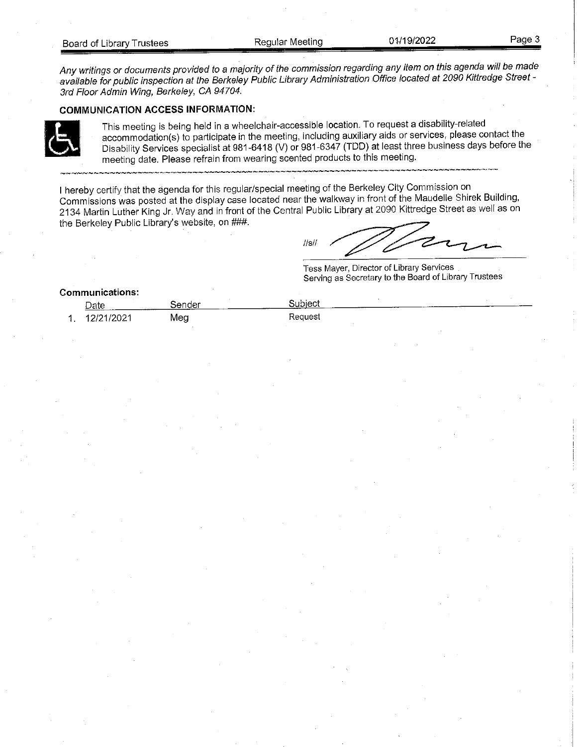*Any writings or documents provided to a majority of the commission regarding any item on this agenda will be made available for public inspection at the Berkeley Public Library Administration Office located at 2090 Kittredge Street - 3rd Floor Admin Wing, Berkeley, CA 94704.*

**COMMUNICATION ACCESS INFORMATION:**

This meeting is being held in a wheelchair-accessible location. To request a disability-related accommodation(s) to participate in the meeting, including auxiliary aids or services, please contact the Disability Services specialist at 981-6418 (V) or 981-6347 (TDD) at least three business days before the meeting date. Please refrain from wearing scented products to this meeting.

I hereby certify that the agenda for this regular/special meeting of the Berkeley City Commission on Commissions was posted at the display case located near the walkway in front of the Maudelle Shirek Building, 2134 Martin Luther King Jr. Way and in front of the Central Public Library at 2090 Kittredge Street as well as on the Berkeley Public Library's website, on ###.

//s//

Tess Mayer, Director of Library Services
Serving as Secretary to the Board of Library Trustees

**Communications:**

| | Date | Sender | Subject |
|---|---|---|---|
| 1. | 12/21/2021 | Meg | Request |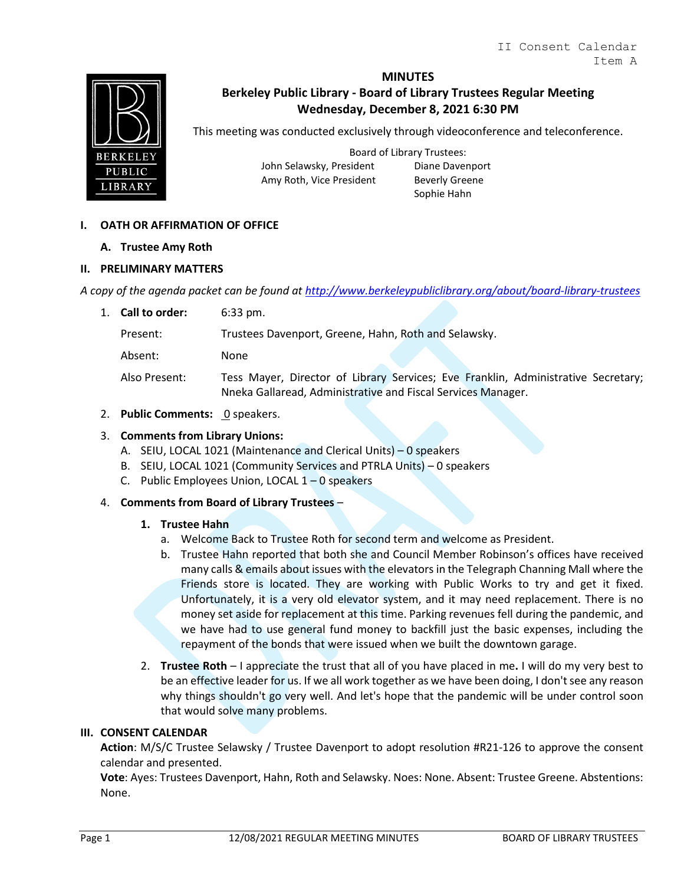II Consent Calendar
Item A

# MINUTES

## Berkeley Public Library - Board of Library Trustees Regular Meeting
## Wednesday, December 8, 2021 6:30 PM

This meeting was conducted exclusively through videoconference and teleconference.

Board of Library Trustees:

John Selawsky, President
Amy Roth, Vice President
Diane Davenport
Beverly Greene
Sophie Hahn

## I. OATH OR AFFIRMATION OF OFFICE

### A. Trustee Amy Roth

## II. PRELIMINARY MATTERS

*A copy of the agenda packet can be found at http://www.berkeleypubliclibrary.org/about/board-library-trustees*

1. **Call to order:** 6:33 pm.

   Present: Trustees Davenport, Greene, Hahn, Roth and Selawsky.

   Absent: None

   Also Present: Tess Mayer, Director of Library Services; Eve Franklin, Administrative Secretary; Nneka Gallaread, Administrative and Fiscal Services Manager.

2. **Public Comments:** 0 speakers.

3. **Comments from Library Unions:**
   A. SEIU, LOCAL 1021 (Maintenance and Clerical Units) – 0 speakers
   B. SEIU, LOCAL 1021 (Community Services and PTRLA Units) – 0 speakers
   C. Public Employees Union, LOCAL 1 – 0 speakers

4. **Comments from Board of Library Trustees** –

   1. **Trustee Hahn**
      a. Welcome Back to Trustee Roth for second term and welcome as President.
      b. Trustee Hahn reported that both she and Council Member Robinson's offices have received many calls & emails about issues with the elevators in the Telegraph Channing Mall where the Friends store is located. They are working with Public Works to try and get it fixed. Unfortunately, it is a very old elevator system, and it may need replacement. There is no money set aside for replacement at this time. Parking revenues fell during the pandemic, and we have had to use general fund money to backfill just the basic expenses, including the repayment of the bonds that were issued when we built the downtown garage.

   2. **Trustee Roth** – I appreciate the trust that all of you have placed in me**.** I will do my very best to be an effective leader for us. If we all work together as we have been doing, I don't see any reason why things shouldn't go very well. And let's hope that the pandemic will be under control soon that would solve many problems.

## III. CONSENT CALENDAR

**Action**: M/S/C Trustee Selawsky / Trustee Davenport to adopt resolution #R21-126 to approve the consent calendar and presented.

**Vote**: Ayes: Trustees Davenport, Hahn, Roth and Selawsky. Noes: None. Absent: Trustee Greene. Abstentions: None.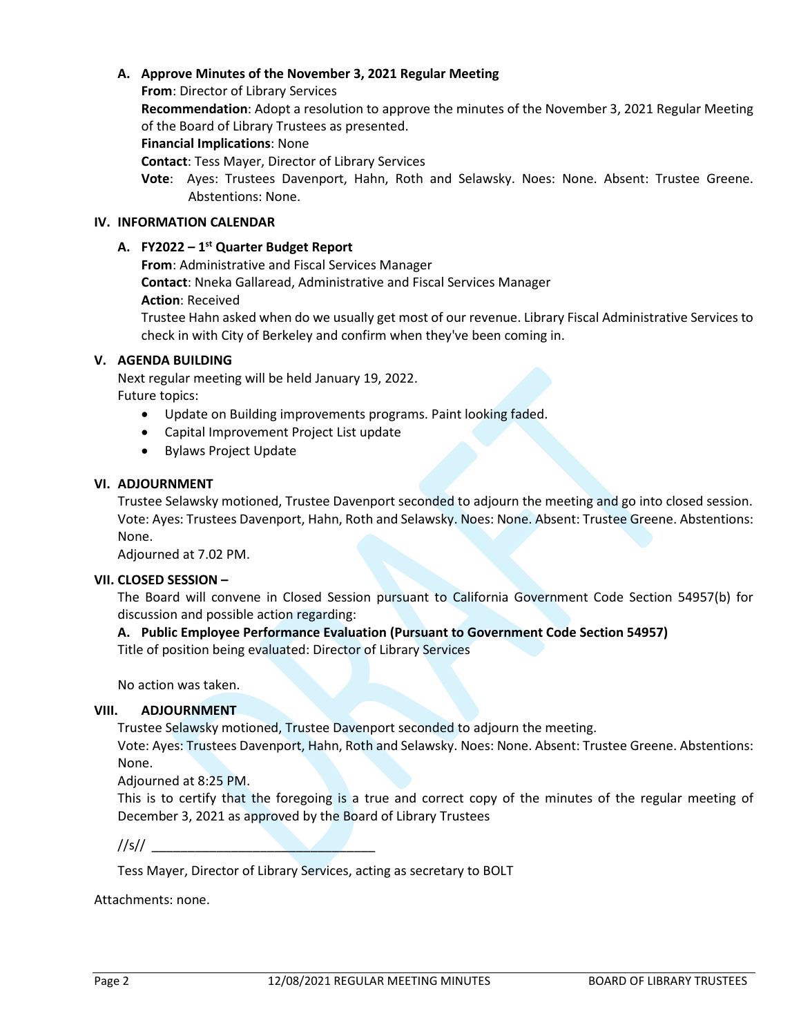**A. Approve Minutes of the November 3, 2021 Regular Meeting**

**From**: Director of Library Services

**Recommendation**: Adopt a resolution to approve the minutes of the November 3, 2021 Regular Meeting of the Board of Library Trustees as presented.

**Financial Implications**: None

**Contact**: Tess Mayer, Director of Library Services

**Vote**: Ayes: Trustees Davenport, Hahn, Roth and Selawsky. Noes: None. Absent: Trustee Greene. Abstentions: None.

## IV. INFORMATION CALENDAR

**A. FY2022 – 1st Quarter Budget Report**

**From**: Administrative and Fiscal Services Manager

**Contact**: Nneka Gallaread, Administrative and Fiscal Services Manager

**Action**: Received

Trustee Hahn asked when do we usually get most of our revenue. Library Fiscal Administrative Services to check in with City of Berkeley and confirm when they've been coming in.

## V. AGENDA BUILDING

Next regular meeting will be held January 19, 2022.

Future topics:

- Update on Building improvements programs. Paint looking faded.
- Capital Improvement Project List update
- Bylaws Project Update

## VI. ADJOURNMENT

Trustee Selawsky motioned, Trustee Davenport seconded to adjourn the meeting and go into closed session. Vote: Ayes: Trustees Davenport, Hahn, Roth and Selawsky. Noes: None. Absent: Trustee Greene. Abstentions: None.

Adjourned at 7.02 PM.

## VII. CLOSED SESSION –

The Board will convene in Closed Session pursuant to California Government Code Section 54957(b) for discussion and possible action regarding:

**A. Public Employee Performance Evaluation (Pursuant to Government Code Section 54957)**

Title of position being evaluated: Director of Library Services

No action was taken.

## VIII. ADJOURNMENT

Trustee Selawsky motioned, Trustee Davenport seconded to adjourn the meeting.

Vote: Ayes: Trustees Davenport, Hahn, Roth and Selawsky. Noes: None. Absent: Trustee Greene. Abstentions: None.

Adjourned at 8:25 PM.

This is to certify that the foregoing is a true and correct copy of the minutes of the regular meeting of December 3, 2021 as approved by the Board of Library Trustees

//s// ______________________________

Tess Mayer, Director of Library Services, acting as secretary to BOLT

Attachments: none.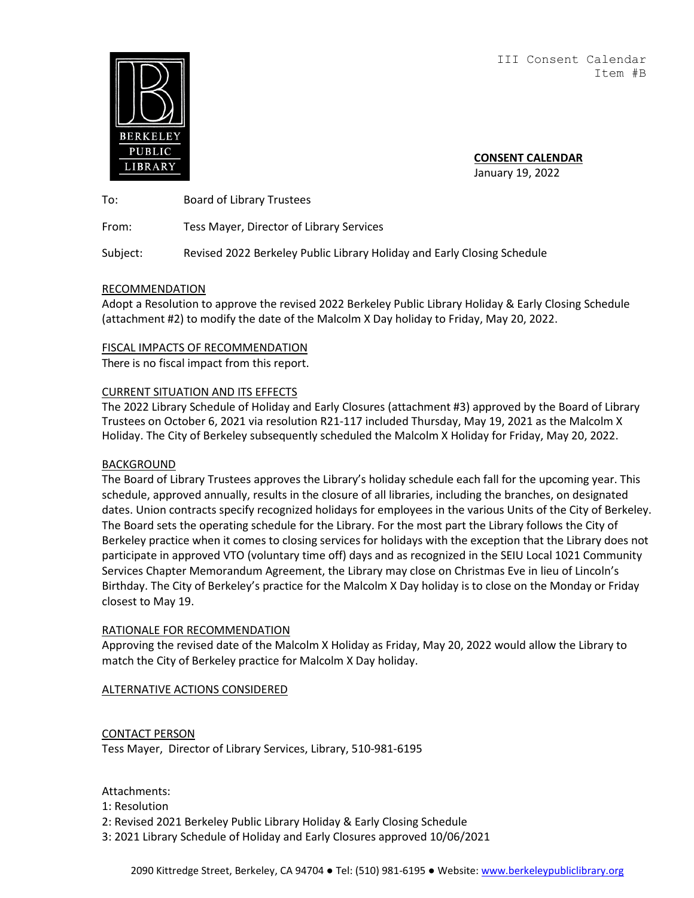III Consent Calendar
Item #B

BERKELEY PUBLIC LIBRARY

**CONSENT CALENDAR**
January 19, 2022

To: Board of Library Trustees

From: Tess Mayer, Director of Library Services

Subject: Revised 2022 Berkeley Public Library Holiday and Early Closing Schedule

RECOMMENDATION

Adopt a Resolution to approve the revised 2022 Berkeley Public Library Holiday & Early Closing Schedule (attachment #2) to modify the date of the Malcolm X Day holiday to Friday, May 20, 2022.

FISCAL IMPACTS OF RECOMMENDATION

There is no fiscal impact from this report.

CURRENT SITUATION AND ITS EFFECTS

The 2022 Library Schedule of Holiday and Early Closures (attachment #3) approved by the Board of Library Trustees on October 6, 2021 via resolution R21-117 included Thursday, May 19, 2021 as the Malcolm X Holiday. The City of Berkeley subsequently scheduled the Malcolm X Holiday for Friday, May 20, 2022.

BACKGROUND

The Board of Library Trustees approves the Library's holiday schedule each fall for the upcoming year. This schedule, approved annually, results in the closure of all libraries, including the branches, on designated dates. Union contracts specify recognized holidays for employees in the various Units of the City of Berkeley. The Board sets the operating schedule for the Library. For the most part the Library follows the City of Berkeley practice when it comes to closing services for holidays with the exception that the Library does not participate in approved VTO (voluntary time off) days and as recognized in the SEIU Local 1021 Community Services Chapter Memorandum Agreement, the Library may close on Christmas Eve in lieu of Lincoln's Birthday. The City of Berkeley's practice for the Malcolm X Day holiday is to close on the Monday or Friday closest to May 19.

RATIONALE FOR RECOMMENDATION

Approving the revised date of the Malcolm X Holiday as Friday, May 20, 2022 would allow the Library to match the City of Berkeley practice for Malcolm X Day holiday.

ALTERNATIVE ACTIONS CONSIDERED

CONTACT PERSON

Tess Mayer, Director of Library Services, Library, 510-981-6195

Attachments:
1: Resolution
2: Revised 2021 Berkeley Public Library Holiday & Early Closing Schedule
3: 2021 Library Schedule of Holiday and Early Closures approved 10/06/2021

2090 Kittredge Street, Berkeley, CA 94704 ● Tel: (510) 981-6195 ● Website: www.berkeleypubliclibrary.org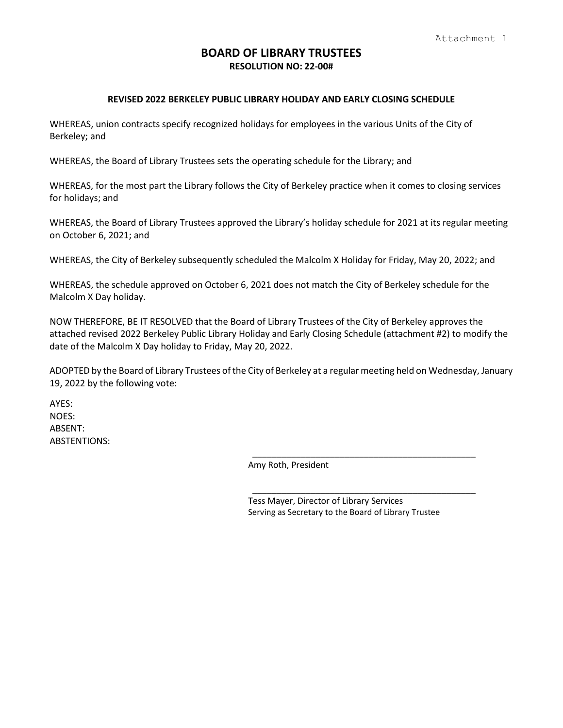Attachment 1

# BOARD OF LIBRARY TRUSTEES

**RESOLUTION NO: 22-00#**

**REVISED 2022 BERKELEY PUBLIC LIBRARY HOLIDAY AND EARLY CLOSING SCHEDULE**

WHEREAS, union contracts specify recognized holidays for employees in the various Units of the City of Berkeley; and

WHEREAS, the Board of Library Trustees sets the operating schedule for the Library; and

WHEREAS, for the most part the Library follows the City of Berkeley practice when it comes to closing services for holidays; and

WHEREAS, the Board of Library Trustees approved the Library's holiday schedule for 2021 at its regular meeting on October 6, 2021; and

WHEREAS, the City of Berkeley subsequently scheduled the Malcolm X Holiday for Friday, May 20, 2022; and

WHEREAS, the schedule approved on October 6, 2021 does not match the City of Berkeley schedule for the Malcolm X Day holiday.

NOW THEREFORE, BE IT RESOLVED that the Board of Library Trustees of the City of Berkeley approves the attached revised 2022 Berkeley Public Library Holiday and Early Closing Schedule (attachment #2) to modify the date of the Malcolm X Day holiday to Friday, May 20, 2022.

ADOPTED by the Board of Library Trustees of the City of Berkeley at a regular meeting held on Wednesday, January 19, 2022 by the following vote:

AYES:
NOES:
ABSENT:
ABSTENTIONS:

\_\_\_\_\_\_\_\_\_\_\_\_\_\_\_\_\_\_\_\_\_\_\_\_\_\_\_\_\_\_\_\_\_\_\_\_\_\_\_\_\_\_\_\_\_\_

Amy Roth, President

\_\_\_\_\_\_\_\_\_\_\_\_\_\_\_\_\_\_\_\_\_\_\_\_\_\_\_\_\_\_\_\_\_\_\_\_\_\_\_\_\_\_\_\_\_\_

Tess Mayer, Director of Library Services
Serving as Secretary to the Board of Library Trustee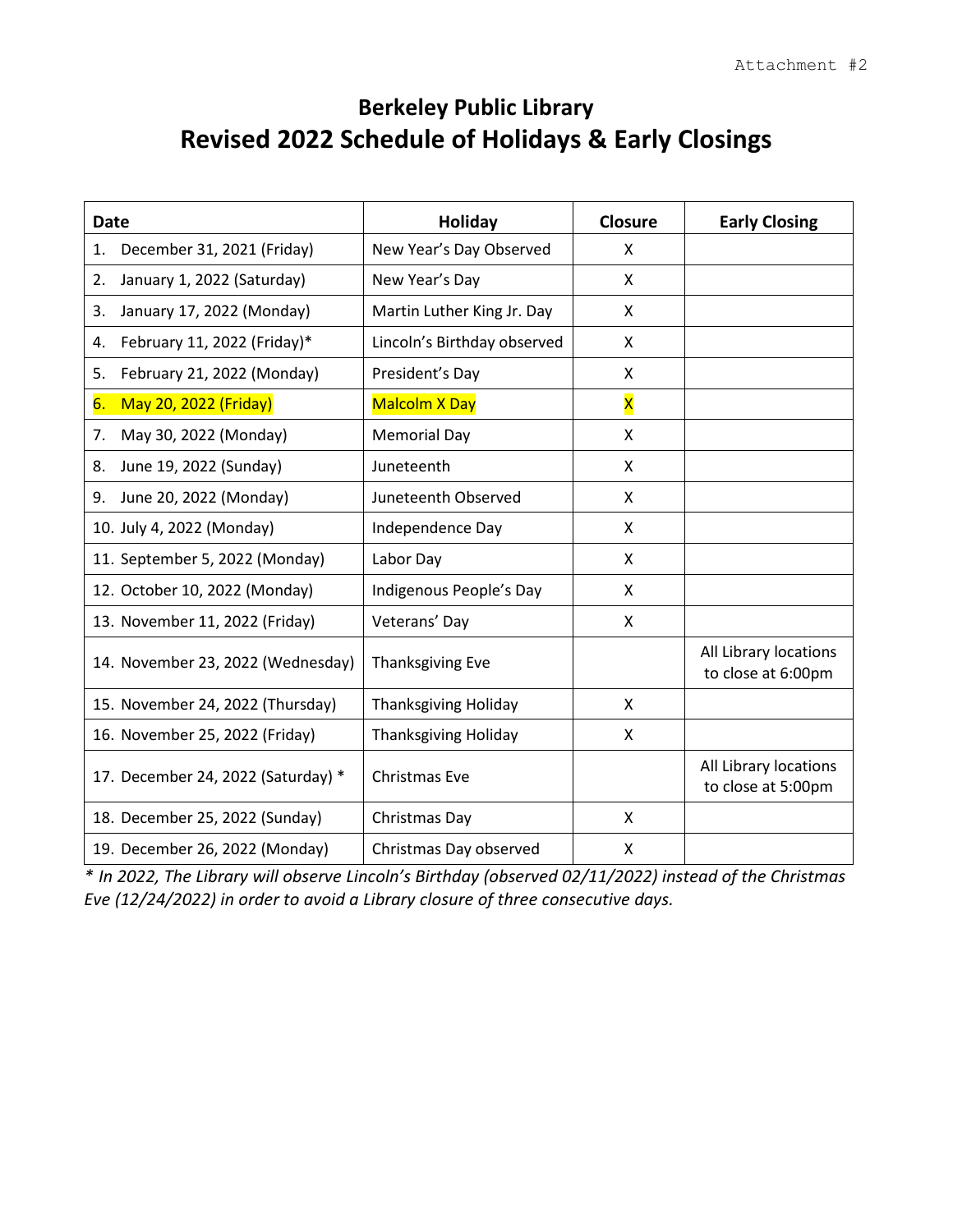Attachment #2

# Berkeley Public Library
## Revised 2022 Schedule of Holidays & Early Closings

| Date | Holiday | Closure | Early Closing |
|---|---|---|---|
| 1. December 31, 2021 (Friday) | New Year's Day Observed | X | |
| 2. January 1, 2022 (Saturday) | New Year's Day | X | |
| 3. January 17, 2022 (Monday) | Martin Luther King Jr. Day | X | |
| 4. February 11, 2022 (Friday)* | Lincoln's Birthday observed | X | |
| 5. February 21, 2022 (Monday) | President's Day | X | |
| 6. May 20, 2022 (Friday) | Malcolm X Day | X | |
| 7. May 30, 2022 (Monday) | Memorial Day | X | |
| 8. June 19, 2022 (Sunday) | Juneteenth | X | |
| 9. June 20, 2022 (Monday) | Juneteenth Observed | X | |
| 10. July 4, 2022 (Monday) | Independence Day | X | |
| 11. September 5, 2022 (Monday) | Labor Day | X | |
| 12. October 10, 2022 (Monday) | Indigenous People's Day | X | |
| 13. November 11, 2022 (Friday) | Veterans' Day | X | |
| 14. November 23, 2022 (Wednesday) | Thanksgiving Eve | | All Library locations to close at 6:00pm |
| 15. November 24, 2022 (Thursday) | Thanksgiving Holiday | X | |
| 16. November 25, 2022 (Friday) | Thanksgiving Holiday | X | |
| 17. December 24, 2022 (Saturday) * | Christmas Eve | | All Library locations to close at 5:00pm |
| 18. December 25, 2022 (Sunday) | Christmas Day | X | |
| 19. December 26, 2022 (Monday) | Christmas Day observed | X | |

*\* In 2022, The Library will observe Lincoln's Birthday (observed 02/11/2022) instead of the Christmas Eve (12/24/2022) in order to avoid a Library closure of three consecutive days.*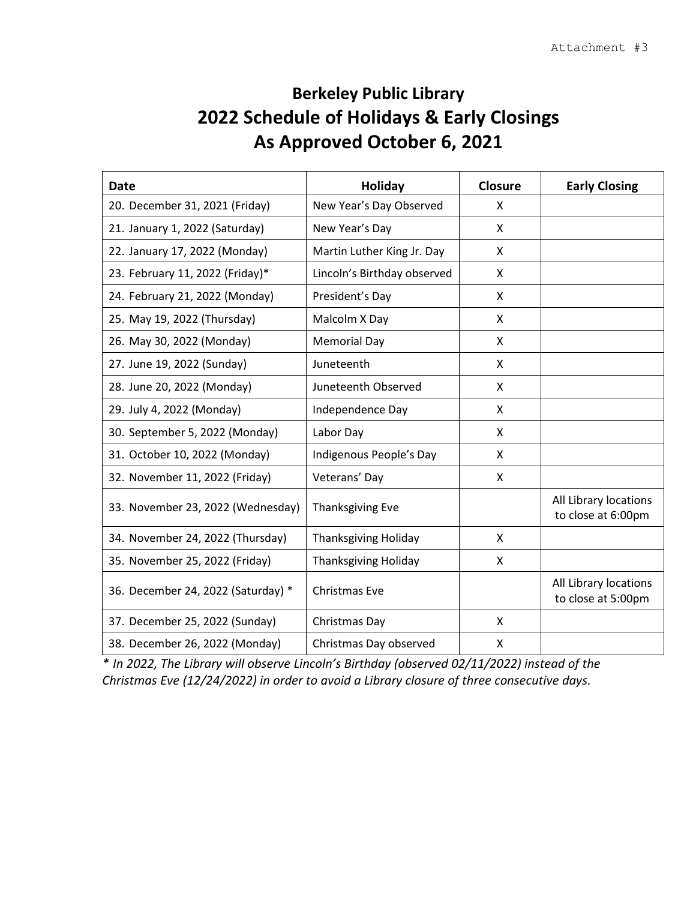Attachment #3

# Berkeley Public Library
## 2022 Schedule of Holidays & Early Closings
## As Approved October 6, 2021

| Date | Holiday | Closure | Early Closing |
|---|---|---|---|
| 20. December 31, 2021 (Friday) | New Year's Day Observed | X | |
| 21. January 1, 2022 (Saturday) | New Year's Day | X | |
| 22. January 17, 2022 (Monday) | Martin Luther King Jr. Day | X | |
| 23. February 11, 2022 (Friday)* | Lincoln's Birthday observed | X | |
| 24. February 21, 2022 (Monday) | President's Day | X | |
| 25. May 19, 2022 (Thursday) | Malcolm X Day | X | |
| 26. May 30, 2022 (Monday) | Memorial Day | X | |
| 27. June 19, 2022 (Sunday) | Juneteenth | X | |
| 28. June 20, 2022 (Monday) | Juneteenth Observed | X | |
| 29. July 4, 2022 (Monday) | Independence Day | X | |
| 30. September 5, 2022 (Monday) | Labor Day | X | |
| 31. October 10, 2022 (Monday) | Indigenous People's Day | X | |
| 32. November 11, 2022 (Friday) | Veterans' Day | X | |
| 33. November 23, 2022 (Wednesday) | Thanksgiving Eve | | All Library locations to close at 6:00pm |
| 34. November 24, 2022 (Thursday) | Thanksgiving Holiday | X | |
| 35. November 25, 2022 (Friday) | Thanksgiving Holiday | X | |
| 36. December 24, 2022 (Saturday) * | Christmas Eve | | All Library locations to close at 5:00pm |
| 37. December 25, 2022 (Sunday) | Christmas Day | X | |
| 38. December 26, 2022 (Monday) | Christmas Day observed | X | |

*\* In 2022, The Library will observe Lincoln's Birthday (observed 02/11/2022) instead of the Christmas Eve (12/24/2022) in order to avoid a Library closure of three consecutive days.*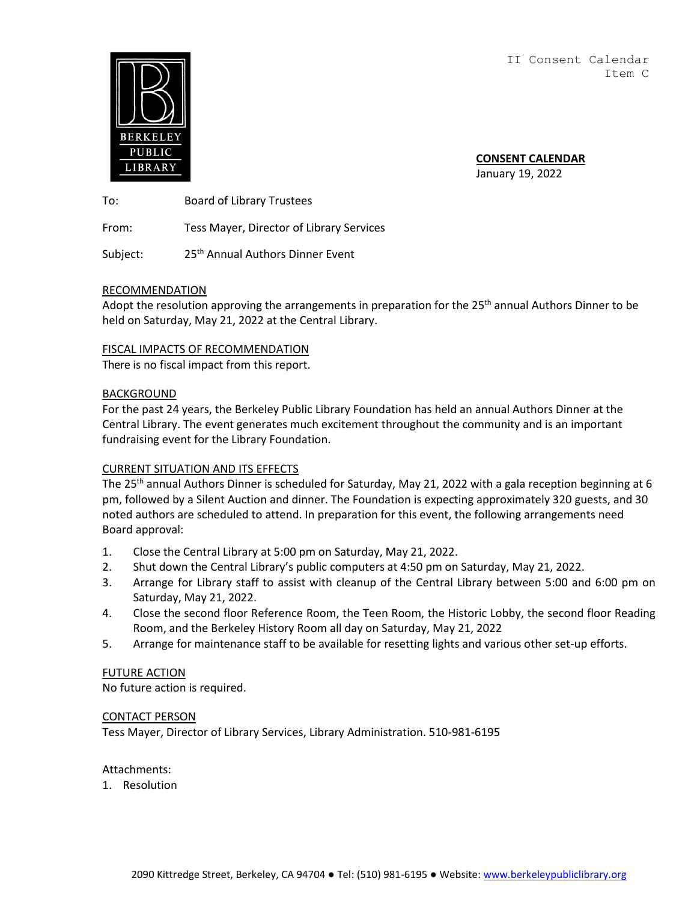II Consent Calendar
Item C

**CONSENT CALENDAR**
January 19, 2022

To: Board of Library Trustees

From: Tess Mayer, Director of Library Services

Subject: 25th Annual Authors Dinner Event

## RECOMMENDATION

Adopt the resolution approving the arrangements in preparation for the 25th annual Authors Dinner to be held on Saturday, May 21, 2022 at the Central Library.

## FISCAL IMPACTS OF RECOMMENDATION

There is no fiscal impact from this report.

## BACKGROUND

For the past 24 years, the Berkeley Public Library Foundation has held an annual Authors Dinner at the Central Library. The event generates much excitement throughout the community and is an important fundraising event for the Library Foundation.

## CURRENT SITUATION AND ITS EFFECTS

The 25th annual Authors Dinner is scheduled for Saturday, May 21, 2022 with a gala reception beginning at 6 pm, followed by a Silent Auction and dinner. The Foundation is expecting approximately 320 guests, and 30 noted authors are scheduled to attend. In preparation for this event, the following arrangements need Board approval:

1. Close the Central Library at 5:00 pm on Saturday, May 21, 2022.
2. Shut down the Central Library's public computers at 4:50 pm on Saturday, May 21, 2022.
3. Arrange for Library staff to assist with cleanup of the Central Library between 5:00 and 6:00 pm on Saturday, May 21, 2022.
4. Close the second floor Reference Room, the Teen Room, the Historic Lobby, the second floor Reading Room, and the Berkeley History Room all day on Saturday, May 21, 2022
5. Arrange for maintenance staff to be available for resetting lights and various other set-up efforts.

## FUTURE ACTION

No future action is required.

## CONTACT PERSON

Tess Mayer, Director of Library Services, Library Administration. 510-981-6195

Attachments:
1. Resolution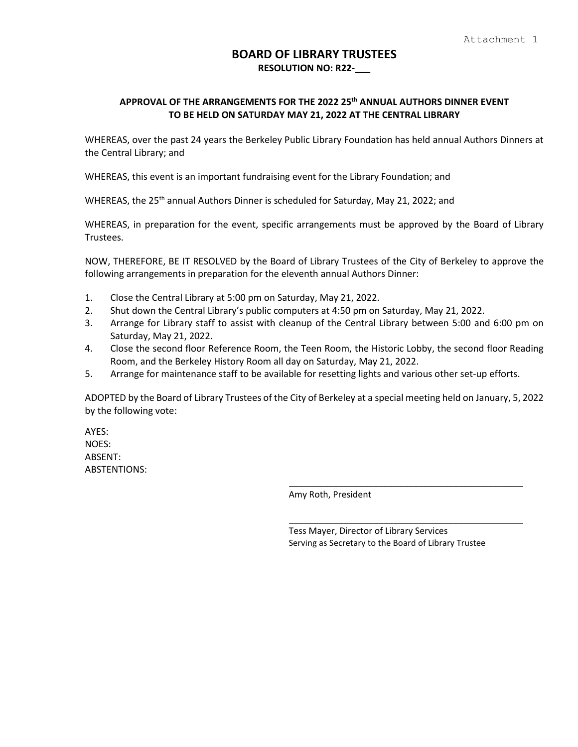Attachment 1

# BOARD OF LIBRARY TRUSTEES

**RESOLUTION NO: R22-___**

## APPROVAL OF THE ARRANGEMENTS FOR THE 2022 25th ANNUAL AUTHORS DINNER EVENT TO BE HELD ON SATURDAY MAY 21, 2022 AT THE CENTRAL LIBRARY

WHEREAS, over the past 24 years the Berkeley Public Library Foundation has held annual Authors Dinners at the Central Library; and

WHEREAS, this event is an important fundraising event for the Library Foundation; and

WHEREAS, the 25th annual Authors Dinner is scheduled for Saturday, May 21, 2022; and

WHEREAS, in preparation for the event, specific arrangements must be approved by the Board of Library Trustees.

NOW, THEREFORE, BE IT RESOLVED by the Board of Library Trustees of the City of Berkeley to approve the following arrangements in preparation for the eleventh annual Authors Dinner:

1. Close the Central Library at 5:00 pm on Saturday, May 21, 2022.
2. Shut down the Central Library's public computers at 4:50 pm on Saturday, May 21, 2022.
3. Arrange for Library staff to assist with cleanup of the Central Library between 5:00 and 6:00 pm on Saturday, May 21, 2022.
4. Close the second floor Reference Room, the Teen Room, the Historic Lobby, the second floor Reading Room, and the Berkeley History Room all day on Saturday, May 21, 2022.
5. Arrange for maintenance staff to be available for resetting lights and various other set-up efforts.

ADOPTED by the Board of Library Trustees of the City of Berkeley at a special meeting held on January, 5, 2022 by the following vote:

AYES:
NOES:
ABSENT:
ABSTENTIONS:

______________________________________
Amy Roth, President

______________________________________
Tess Mayer, Director of Library Services
Serving as Secretary to the Board of Library Trustee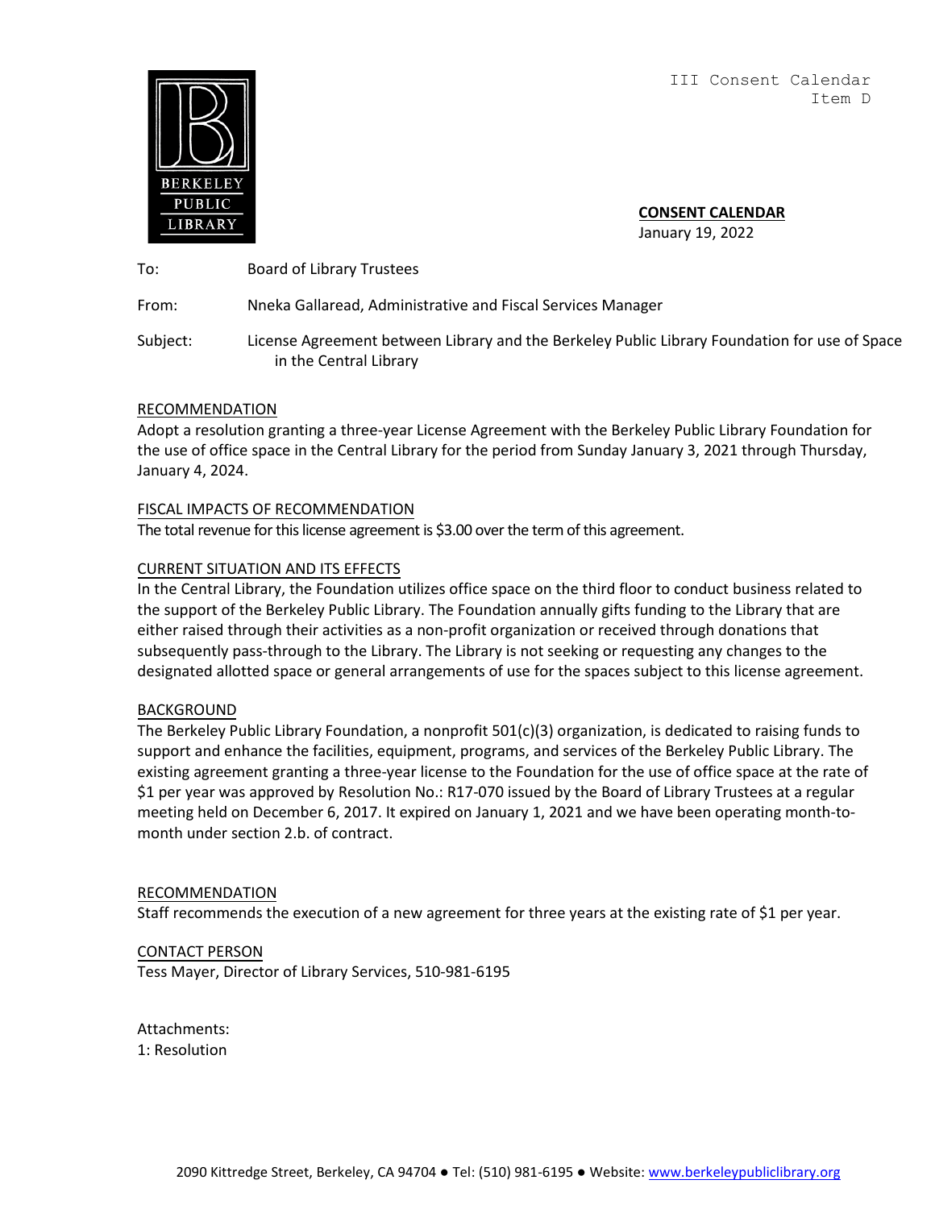III Consent Calendar
Item D

**BERKELEY PUBLIC LIBRARY**

**CONSENT CALENDAR**
January 19, 2022

To: Board of Library Trustees

From: Nneka Gallaread, Administrative and Fiscal Services Manager

Subject: License Agreement between Library and the Berkeley Public Library Foundation for use of Space in the Central Library

## RECOMMENDATION

Adopt a resolution granting a three-year License Agreement with the Berkeley Public Library Foundation for the use of office space in the Central Library for the period from Sunday January 3, 2021 through Thursday, January 4, 2024.

## FISCAL IMPACTS OF RECOMMENDATION

The total revenue for this license agreement is $3.00 over the term of this agreement.

## CURRENT SITUATION AND ITS EFFECTS

In the Central Library, the Foundation utilizes office space on the third floor to conduct business related to the support of the Berkeley Public Library. The Foundation annually gifts funding to the Library that are either raised through their activities as a non-profit organization or received through donations that subsequently pass-through to the Library. The Library is not seeking or requesting any changes to the designated allotted space or general arrangements of use for the spaces subject to this license agreement.

## BACKGROUND

The Berkeley Public Library Foundation, a nonprofit 501(c)(3) organization, is dedicated to raising funds to support and enhance the facilities, equipment, programs, and services of the Berkeley Public Library. The existing agreement granting a three-year license to the Foundation for the use of office space at the rate of $1 per year was approved by Resolution No.: R17-070 issued by the Board of Library Trustees at a regular meeting held on December 6, 2017. It expired on January 1, 2021 and we have been operating month-to-month under section 2.b. of contract.

## RECOMMENDATION

Staff recommends the execution of a new agreement for three years at the existing rate of $1 per year.

## CONTACT PERSON

Tess Mayer, Director of Library Services, 510-981-6195

Attachments:
1: Resolution

2090 Kittredge Street, Berkeley, CA 94704 ● Tel: (510) 981-6195 ● Website: www.berkeleypubliclibrary.org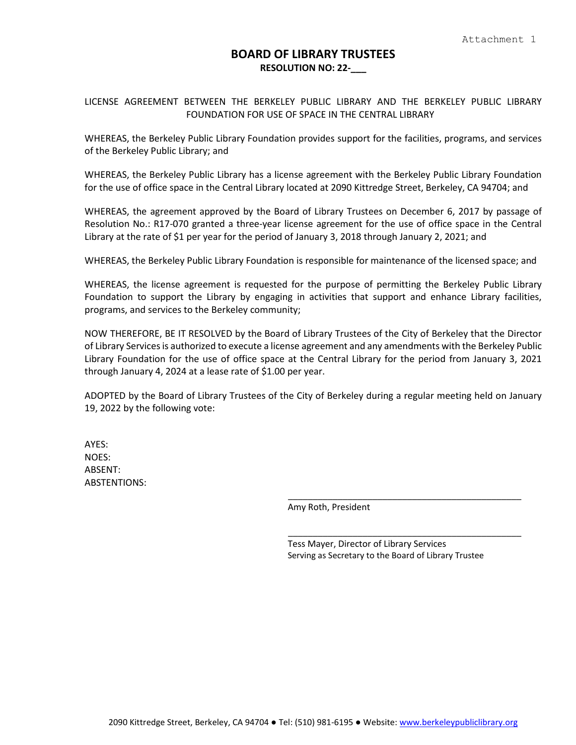Attachment 1

# BOARD OF LIBRARY TRUSTEES

**RESOLUTION NO: 22-___**

LICENSE AGREEMENT BETWEEN THE BERKELEY PUBLIC LIBRARY AND THE BERKELEY PUBLIC LIBRARY FOUNDATION FOR USE OF SPACE IN THE CENTRAL LIBRARY

WHEREAS, the Berkeley Public Library Foundation provides support for the facilities, programs, and services of the Berkeley Public Library; and

WHEREAS, the Berkeley Public Library has a license agreement with the Berkeley Public Library Foundation for the use of office space in the Central Library located at 2090 Kittredge Street, Berkeley, CA 94704; and

WHEREAS, the agreement approved by the Board of Library Trustees on December 6, 2017 by passage of Resolution No.: R17-070 granted a three-year license agreement for the use of office space in the Central Library at the rate of $1 per year for the period of January 3, 2018 through January 2, 2021; and

WHEREAS, the Berkeley Public Library Foundation is responsible for maintenance of the licensed space; and

WHEREAS, the license agreement is requested for the purpose of permitting the Berkeley Public Library Foundation to support the Library by engaging in activities that support and enhance Library facilities, programs, and services to the Berkeley community;

NOW THEREFORE, BE IT RESOLVED by the Board of Library Trustees of the City of Berkeley that the Director of Library Services is authorized to execute a license agreement and any amendments with the Berkeley Public Library Foundation for the use of office space at the Central Library for the period from January 3, 2021 through January 4, 2024 at a lease rate of $1.00 per year.

ADOPTED by the Board of Library Trustees of the City of Berkeley during a regular meeting held on January 19, 2022 by the following vote:

AYES:
NOES:
ABSENT:
ABSTENTIONS:

_______________________________________
Amy Roth, President

_______________________________________
Tess Mayer, Director of Library Services
Serving as Secretary to the Board of Library Trustee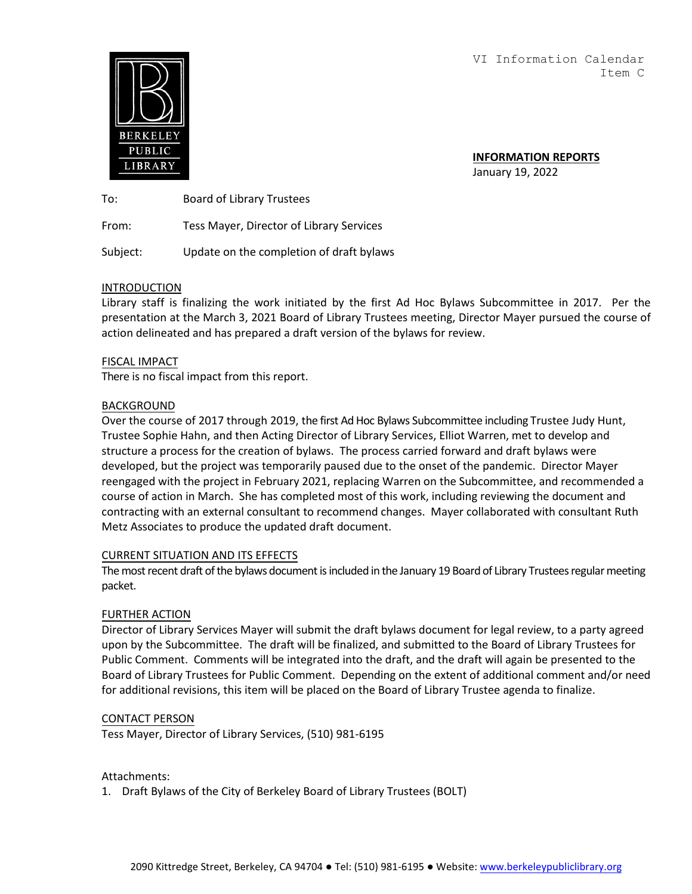VI Information Calendar
Item C

**INFORMATION REPORTS**
January 19, 2022

To: Board of Library Trustees

From: Tess Mayer, Director of Library Services

Subject: Update on the completion of draft bylaws

INTRODUCTION

Library staff is finalizing the work initiated by the first Ad Hoc Bylaws Subcommittee in 2017. Per the presentation at the March 3, 2021 Board of Library Trustees meeting, Director Mayer pursued the course of action delineated and has prepared a draft version of the bylaws for review.

FISCAL IMPACT

There is no fiscal impact from this report.

BACKGROUND

Over the course of 2017 through 2019, the first Ad Hoc Bylaws Subcommittee including Trustee Judy Hunt, Trustee Sophie Hahn, and then Acting Director of Library Services, Elliot Warren, met to develop and structure a process for the creation of bylaws. The process carried forward and draft bylaws were developed, but the project was temporarily paused due to the onset of the pandemic. Director Mayer reengaged with the project in February 2021, replacing Warren on the Subcommittee, and recommended a course of action in March. She has completed most of this work, including reviewing the document and contracting with an external consultant to recommend changes. Mayer collaborated with consultant Ruth Metz Associates to produce the updated draft document.

CURRENT SITUATION AND ITS EFFECTS

The most recent draft of the bylaws document is included in the January 19 Board of Library Trustees regular meeting packet.

FURTHER ACTION

Director of Library Services Mayer will submit the draft bylaws document for legal review, to a party agreed upon by the Subcommittee. The draft will be finalized, and submitted to the Board of Library Trustees for Public Comment. Comments will be integrated into the draft, and the draft will again be presented to the Board of Library Trustees for Public Comment. Depending on the extent of additional comment and/or need for additional revisions, this item will be placed on the Board of Library Trustee agenda to finalize.

CONTACT PERSON

Tess Mayer, Director of Library Services, (510) 981-6195

Attachments:

1. Draft Bylaws of the City of Berkeley Board of Library Trustees (BOLT)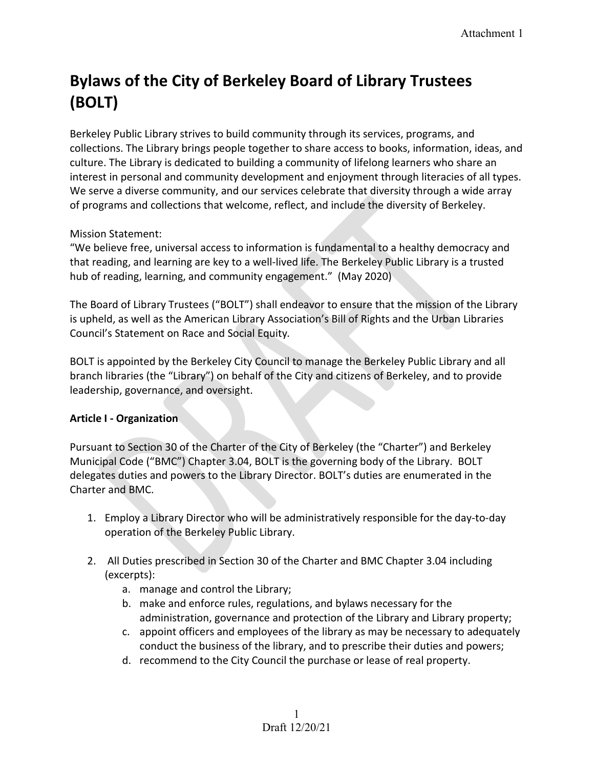Attachment 1

# Bylaws of the City of Berkeley Board of Library Trustees (BOLT)

Berkeley Public Library strives to build community through its services, programs, and collections. The Library brings people together to share access to books, information, ideas, and culture. The Library is dedicated to building a community of lifelong learners who share an interest in personal and community development and enjoyment through literacies of all types. We serve a diverse community, and our services celebrate that diversity through a wide array of programs and collections that welcome, reflect, and include the diversity of Berkeley.

Mission Statement:
"We believe free, universal access to information is fundamental to a healthy democracy and that reading, and learning are key to a well-lived life. The Berkeley Public Library is a trusted hub of reading, learning, and community engagement." (May 2020)

The Board of Library Trustees ("BOLT") shall endeavor to ensure that the mission of the Library is upheld, as well as the American Library Association's Bill of Rights and the Urban Libraries Council's Statement on Race and Social Equity.

BOLT is appointed by the Berkeley City Council to manage the Berkeley Public Library and all branch libraries (the "Library") on behalf of the City and citizens of Berkeley, and to provide leadership, governance, and oversight.

**Article I - Organization**

Pursuant to Section 30 of the Charter of the City of Berkeley (the "Charter") and Berkeley Municipal Code ("BMC") Chapter 3.04, BOLT is the governing body of the Library. BOLT delegates duties and powers to the Library Director. BOLT's duties are enumerated in the Charter and BMC.

1. Employ a Library Director who will be administratively responsible for the day-to-day operation of the Berkeley Public Library.

2. All Duties prescribed in Section 30 of the Charter and BMC Chapter 3.04 including (excerpts):
   a. manage and control the Library;
   b. make and enforce rules, regulations, and bylaws necessary for the administration, governance and protection of the Library and Library property;
   c. appoint officers and employees of the library as may be necessary to adequately conduct the business of the library, and to prescribe their duties and powers;
   d. recommend to the City Council the purchase or lease of real property.

Draft 12/20/21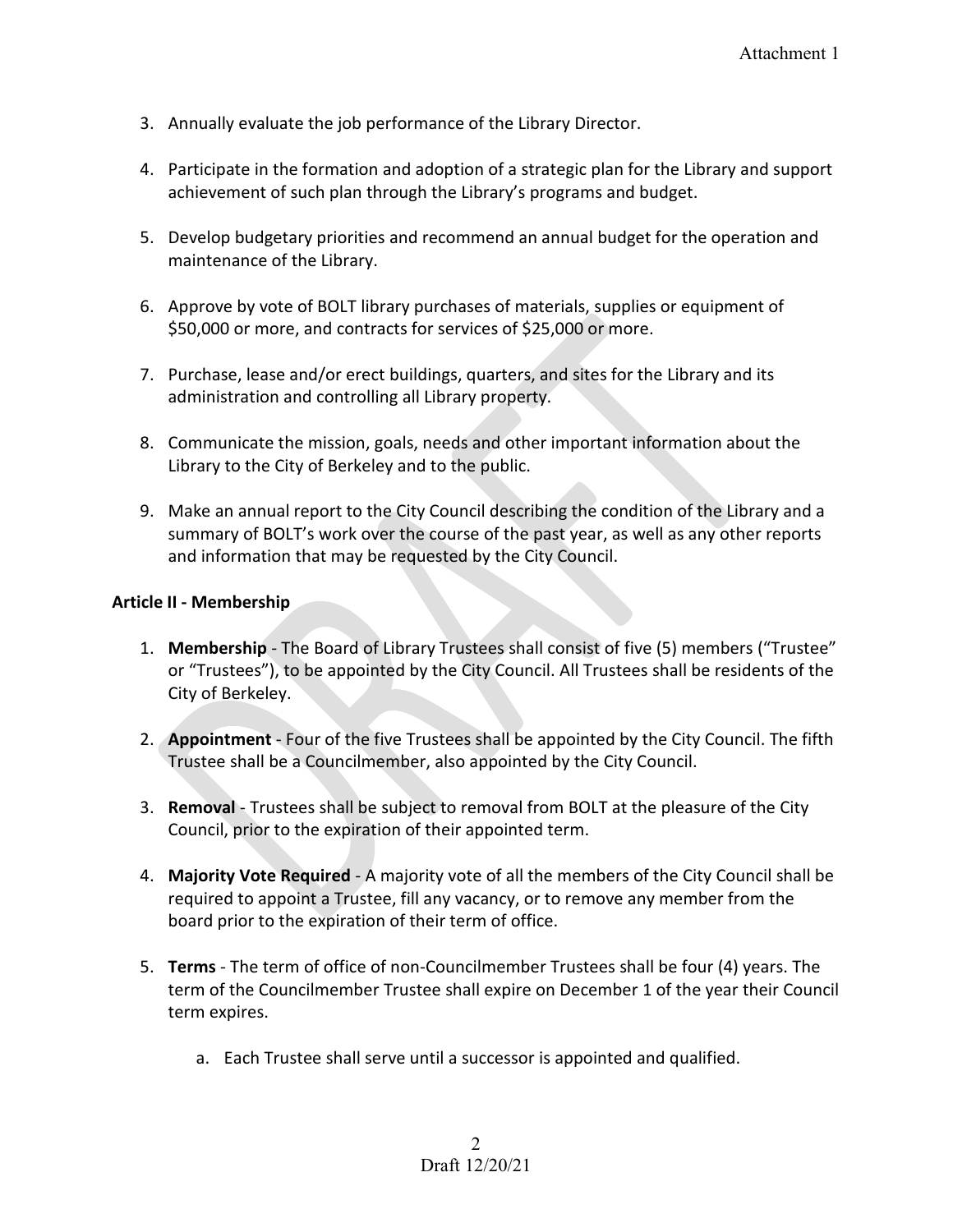3. Annually evaluate the job performance of the Library Director.

4. Participate in the formation and adoption of a strategic plan for the Library and support achievement of such plan through the Library's programs and budget.

5. Develop budgetary priorities and recommend an annual budget for the operation and maintenance of the Library.

6. Approve by vote of BOLT library purchases of materials, supplies or equipment of $50,000 or more, and contracts for services of $25,000 or more.

7. Purchase, lease and/or erect buildings, quarters, and sites for the Library and its administration and controlling all Library property.

8. Communicate the mission, goals, needs and other important information about the Library to the City of Berkeley and to the public.

9. Make an annual report to the City Council describing the condition of the Library and a summary of BOLT's work over the course of the past year, as well as any other reports and information that may be requested by the City Council.

**Article II - Membership**

1. **Membership** - The Board of Library Trustees shall consist of five (5) members ("Trustee" or "Trustees"), to be appointed by the City Council. All Trustees shall be residents of the City of Berkeley.

2. **Appointment** - Four of the five Trustees shall be appointed by the City Council. The fifth Trustee shall be a Councilmember, also appointed by the City Council.

3. **Removal** - Trustees shall be subject to removal from BOLT at the pleasure of the City Council, prior to the expiration of their appointed term.

4. **Majority Vote Required** - A majority vote of all the members of the City Council shall be required to appoint a Trustee, fill any vacancy, or to remove any member from the board prior to the expiration of their term of office.

5. **Terms** - The term of office of non-Councilmember Trustees shall be four (4) years. The term of the Councilmember Trustee shall expire on December 1 of the year their Council term expires.

    a. Each Trustee shall serve until a successor is appointed and qualified.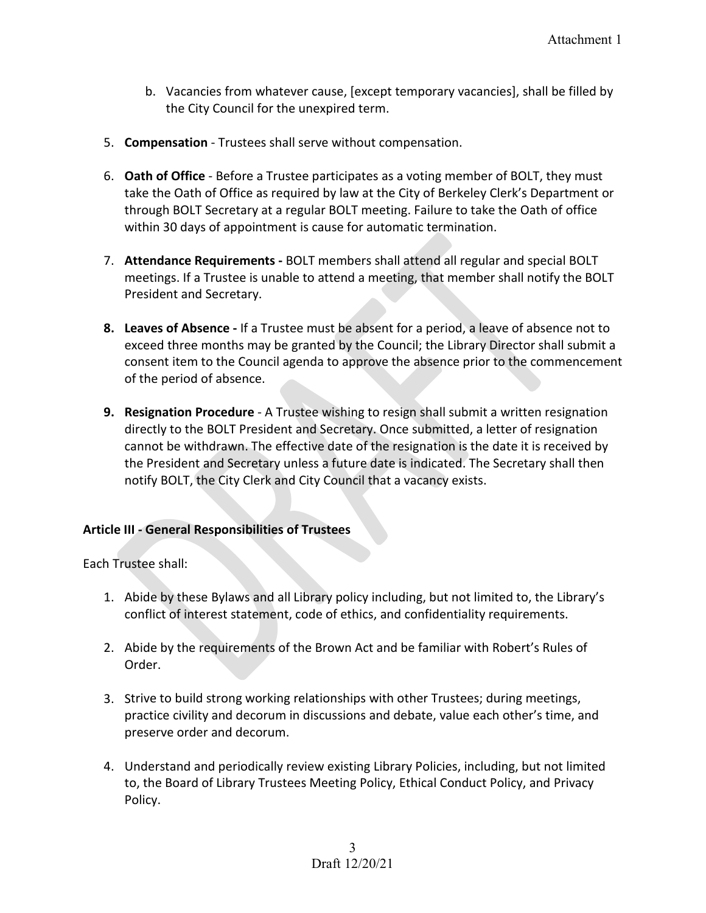b. Vacancies from whatever cause, [except temporary vacancies], shall be filled by the City Council for the unexpired term.

5. **Compensation** - Trustees shall serve without compensation.

6. **Oath of Office** - Before a Trustee participates as a voting member of BOLT, they must take the Oath of Office as required by law at the City of Berkeley Clerk's Department or through BOLT Secretary at a regular BOLT meeting. Failure to take the Oath of office within 30 days of appointment is cause for automatic termination.

7. **Attendance Requirements -** BOLT members shall attend all regular and special BOLT meetings. If a Trustee is unable to attend a meeting, that member shall notify the BOLT President and Secretary.

8. **Leaves of Absence -** If a Trustee must be absent for a period, a leave of absence not to exceed three months may be granted by the Council; the Library Director shall submit a consent item to the Council agenda to approve the absence prior to the commencement of the period of absence.

9. **Resignation Procedure** - A Trustee wishing to resign shall submit a written resignation directly to the BOLT President and Secretary. Once submitted, a letter of resignation cannot be withdrawn. The effective date of the resignation is the date it is received by the President and Secretary unless a future date is indicated. The Secretary shall then notify BOLT, the City Clerk and City Council that a vacancy exists.

**Article III - General Responsibilities of Trustees**

Each Trustee shall:

1. Abide by these Bylaws and all Library policy including, but not limited to, the Library's conflict of interest statement, code of ethics, and confidentiality requirements.

2. Abide by the requirements of the Brown Act and be familiar with Robert's Rules of Order.

3. Strive to build strong working relationships with other Trustees; during meetings, practice civility and decorum in discussions and debate, value each other's time, and preserve order and decorum.

4. Understand and periodically review existing Library Policies, including, but not limited to, the Board of Library Trustees Meeting Policy, Ethical Conduct Policy, and Privacy Policy.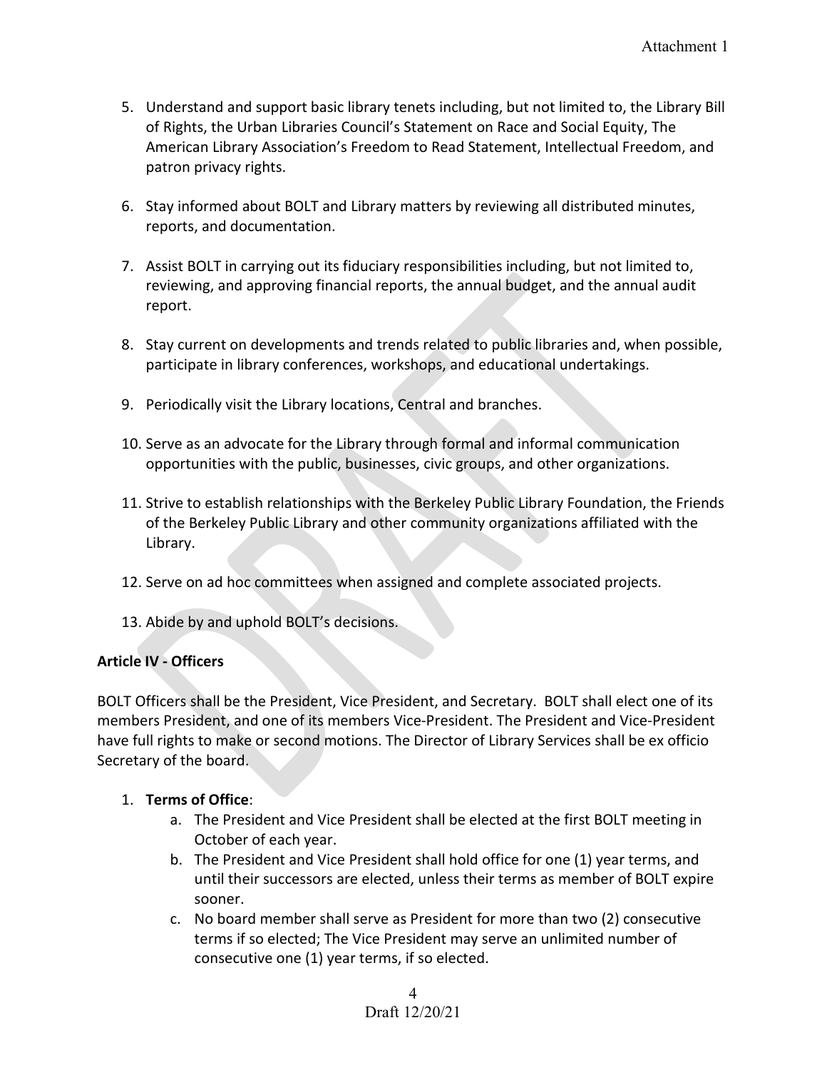5. Understand and support basic library tenets including, but not limited to, the Library Bill of Rights, the Urban Libraries Council's Statement on Race and Social Equity, The American Library Association's Freedom to Read Statement, Intellectual Freedom, and patron privacy rights.

6. Stay informed about BOLT and Library matters by reviewing all distributed minutes, reports, and documentation.

7. Assist BOLT in carrying out its fiduciary responsibilities including, but not limited to, reviewing, and approving financial reports, the annual budget, and the annual audit report.

8. Stay current on developments and trends related to public libraries and, when possible, participate in library conferences, workshops, and educational undertakings.

9. Periodically visit the Library locations, Central and branches.

10. Serve as an advocate for the Library through formal and informal communication opportunities with the public, businesses, civic groups, and other organizations.

11. Strive to establish relationships with the Berkeley Public Library Foundation, the Friends of the Berkeley Public Library and other community organizations affiliated with the Library.

12. Serve on ad hoc committees when assigned and complete associated projects.

13. Abide by and uphold BOLT's decisions.

**Article IV - Officers**

BOLT Officers shall be the President, Vice President, and Secretary. BOLT shall elect one of its members President, and one of its members Vice-President. The President and Vice-President have full rights to make or second motions. The Director of Library Services shall be ex officio Secretary of the board.

1. **Terms of Office**:
   a. The President and Vice President shall be elected at the first BOLT meeting in October of each year.
   b. The President and Vice President shall hold office for one (1) year terms, and until their successors are elected, unless their terms as member of BOLT expire sooner.
   c. No board member shall serve as President for more than two (2) consecutive terms if so elected; The Vice President may serve an unlimited number of consecutive one (1) year terms, if so elected.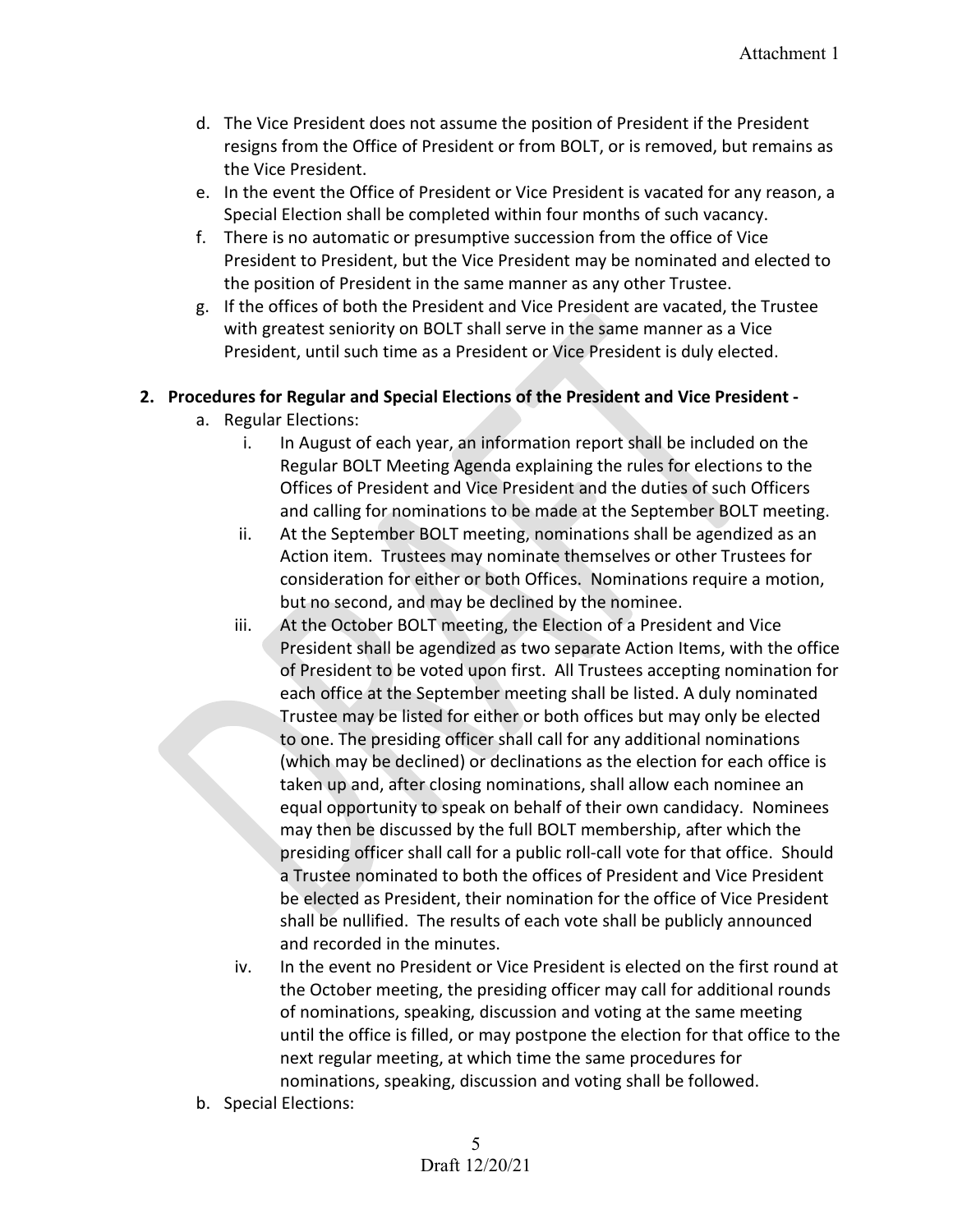d. The Vice President does not assume the position of President if the President resigns from the Office of President or from BOLT, or is removed, but remains as the Vice President.

e. In the event the Office of President or Vice President is vacated for any reason, a Special Election shall be completed within four months of such vacancy.

f. There is no automatic or presumptive succession from the office of Vice President to President, but the Vice President may be nominated and elected to the position of President in the same manner as any other Trustee.

g. If the offices of both the President and Vice President are vacated, the Trustee with greatest seniority on BOLT shall serve in the same manner as a Vice President, until such time as a President or Vice President is duly elected.

**2. Procedures for Regular and Special Elections of the President and Vice President -**

a. Regular Elections:

i. In August of each year, an information report shall be included on the Regular BOLT Meeting Agenda explaining the rules for elections to the Offices of President and Vice President and the duties of such Officers and calling for nominations to be made at the September BOLT meeting.

ii. At the September BOLT meeting, nominations shall be agendized as an Action item. Trustees may nominate themselves or other Trustees for consideration for either or both Offices. Nominations require a motion, but no second, and may be declined by the nominee.

iii. At the October BOLT meeting, the Election of a President and Vice President shall be agendized as two separate Action Items, with the office of President to be voted upon first. All Trustees accepting nomination for each office at the September meeting shall be listed. A duly nominated Trustee may be listed for either or both offices but may only be elected to one. The presiding officer shall call for any additional nominations (which may be declined) or declinations as the election for each office is taken up and, after closing nominations, shall allow each nominee an equal opportunity to speak on behalf of their own candidacy. Nominees may then be discussed by the full BOLT membership, after which the presiding officer shall call for a public roll-call vote for that office. Should a Trustee nominated to both the offices of President and Vice President be elected as President, their nomination for the office of Vice President shall be nullified. The results of each vote shall be publicly announced and recorded in the minutes.

iv. In the event no President or Vice President is elected on the first round at the October meeting, the presiding officer may call for additional rounds of nominations, speaking, discussion and voting at the same meeting until the office is filled, or may postpone the election for that office to the next regular meeting, at which time the same procedures for nominations, speaking, discussion and voting shall be followed.

b. Special Elections: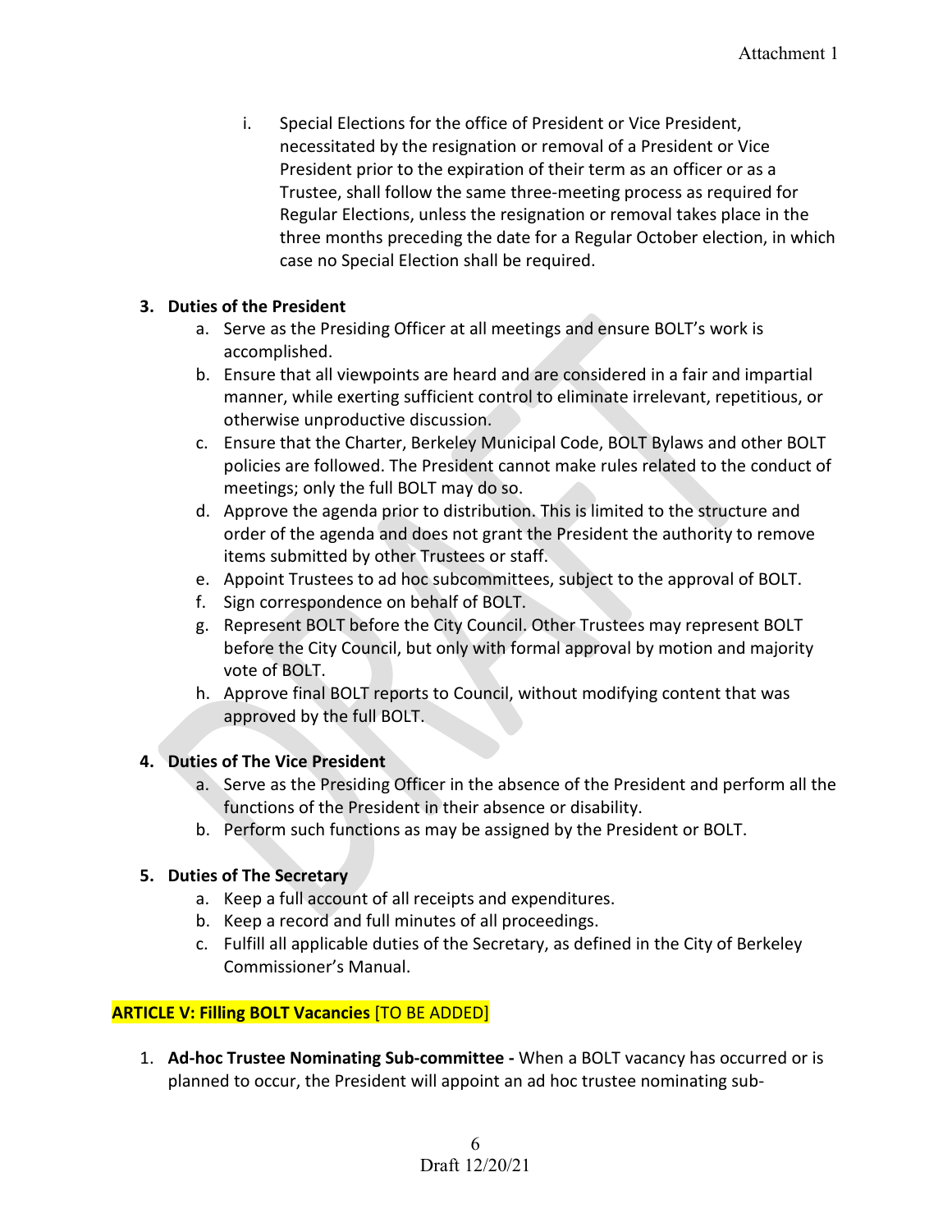i. Special Elections for the office of President or Vice President, necessitated by the resignation or removal of a President or Vice President prior to the expiration of their term as an officer or as a Trustee, shall follow the same three-meeting process as required for Regular Elections, unless the resignation or removal takes place in the three months preceding the date for a Regular October election, in which case no Special Election shall be required.

**3. Duties of the President**

a. Serve as the Presiding Officer at all meetings and ensure BOLT's work is accomplished.
b. Ensure that all viewpoints are heard and are considered in a fair and impartial manner, while exerting sufficient control to eliminate irrelevant, repetitious, or otherwise unproductive discussion.
c. Ensure that the Charter, Berkeley Municipal Code, BOLT Bylaws and other BOLT policies are followed. The President cannot make rules related to the conduct of meetings; only the full BOLT may do so.
d. Approve the agenda prior to distribution. This is limited to the structure and order of the agenda and does not grant the President the authority to remove items submitted by other Trustees or staff.
e. Appoint Trustees to ad hoc subcommittees, subject to the approval of BOLT.
f. Sign correspondence on behalf of BOLT.
g. Represent BOLT before the City Council. Other Trustees may represent BOLT before the City Council, but only with formal approval by motion and majority vote of BOLT.
h. Approve final BOLT reports to Council, without modifying content that was approved by the full BOLT.

**4. Duties of The Vice President**

a. Serve as the Presiding Officer in the absence of the President and perform all the functions of the President in their absence or disability.
b. Perform such functions as may be assigned by the President or BOLT.

**5. Duties of The Secretary**

a. Keep a full account of all receipts and expenditures.
b. Keep a record and full minutes of all proceedings.
c. Fulfill all applicable duties of the Secretary, as defined in the City of Berkeley Commissioner's Manual.

**ARTICLE V: Filling BOLT Vacancies** [TO BE ADDED]

1. **Ad-hoc Trustee Nominating Sub-committee -** When a BOLT vacancy has occurred or is planned to occur, the President will appoint an ad hoc trustee nominating sub-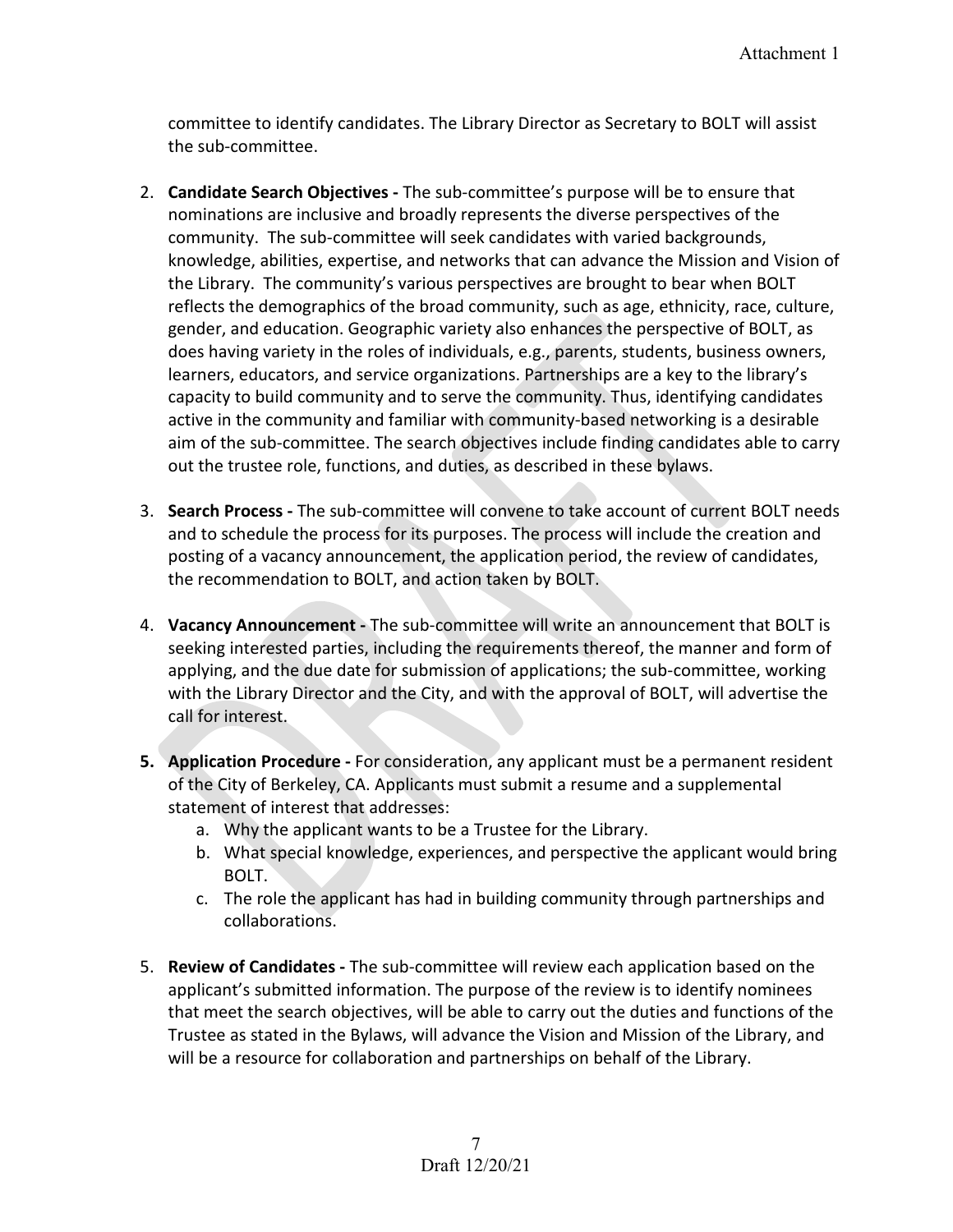committee to identify candidates. The Library Director as Secretary to BOLT will assist the sub-committee.

2. **Candidate Search Objectives -** The sub-committee's purpose will be to ensure that nominations are inclusive and broadly represents the diverse perspectives of the community. The sub-committee will seek candidates with varied backgrounds, knowledge, abilities, expertise, and networks that can advance the Mission and Vision of the Library. The community's various perspectives are brought to bear when BOLT reflects the demographics of the broad community, such as age, ethnicity, race, culture, gender, and education. Geographic variety also enhances the perspective of BOLT, as does having variety in the roles of individuals, e.g., parents, students, business owners, learners, educators, and service organizations. Partnerships are a key to the library's capacity to build community and to serve the community. Thus, identifying candidates active in the community and familiar with community-based networking is a desirable aim of the sub-committee. The search objectives include finding candidates able to carry out the trustee role, functions, and duties, as described in these bylaws.

3. **Search Process -** The sub-committee will convene to take account of current BOLT needs and to schedule the process for its purposes. The process will include the creation and posting of a vacancy announcement, the application period, the review of candidates, the recommendation to BOLT, and action taken by BOLT.

4. **Vacancy Announcement -** The sub-committee will write an announcement that BOLT is seeking interested parties, including the requirements thereof, the manner and form of applying, and the due date for submission of applications; the sub-committee, working with the Library Director and the City, and with the approval of BOLT, will advertise the call for interest.

5. **Application Procedure -** For consideration, any applicant must be a permanent resident of the City of Berkeley, CA. Applicants must submit a resume and a supplemental statement of interest that addresses:
   a. Why the applicant wants to be a Trustee for the Library.
   b. What special knowledge, experiences, and perspective the applicant would bring BOLT.
   c. The role the applicant has had in building community through partnerships and collaborations.

5. **Review of Candidates -** The sub-committee will review each application based on the applicant's submitted information. The purpose of the review is to identify nominees that meet the search objectives, will be able to carry out the duties and functions of the Trustee as stated in the Bylaws, will advance the Vision and Mission of the Library, and will be a resource for collaboration and partnerships on behalf of the Library.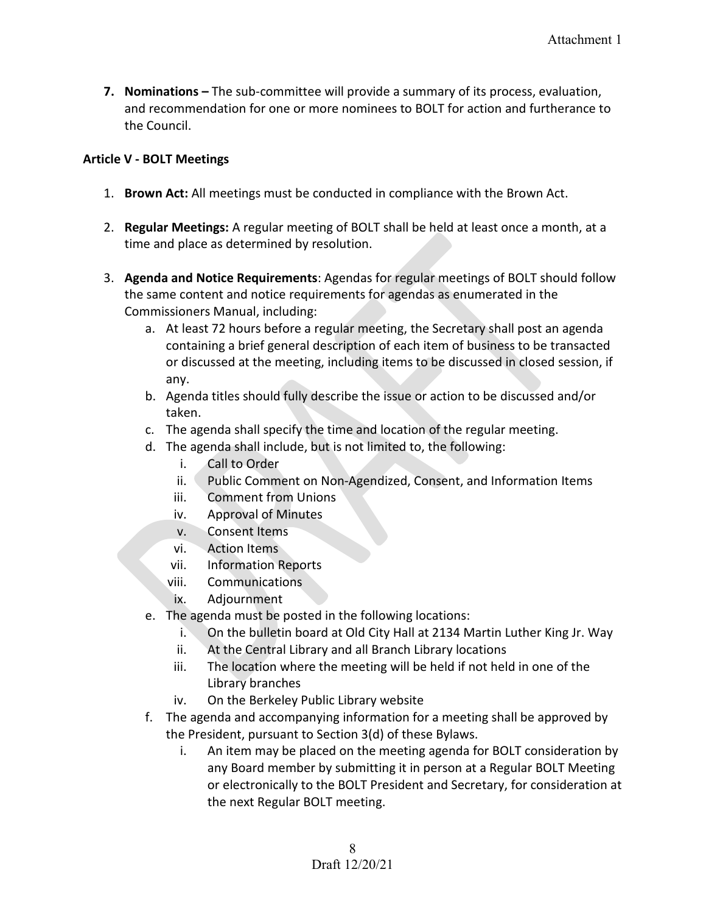7. **Nominations –** The sub-committee will provide a summary of its process, evaluation, and recommendation for one or more nominees to BOLT for action and furtherance to the Council.

### Article V - BOLT Meetings

1. **Brown Act:** All meetings must be conducted in compliance with the Brown Act.

2. **Regular Meetings:** A regular meeting of BOLT shall be held at least once a month, at a time and place as determined by resolution.

3. **Agenda and Notice Requirements**: Agendas for regular meetings of BOLT should follow the same content and notice requirements for agendas as enumerated in the Commissioners Manual, including:
   a. At least 72 hours before a regular meeting, the Secretary shall post an agenda containing a brief general description of each item of business to be transacted or discussed at the meeting, including items to be discussed in closed session, if any.
   b. Agenda titles should fully describe the issue or action to be discussed and/or taken.
   c. The agenda shall specify the time and location of the regular meeting.
   d. The agenda shall include, but is not limited to, the following:
      i. Call to Order
      ii. Public Comment on Non-Agendized, Consent, and Information Items
      iii. Comment from Unions
      iv. Approval of Minutes
      v. Consent Items
      vi. Action Items
      vii. Information Reports
      viii. Communications
      ix. Adjournment
   e. The agenda must be posted in the following locations:
      i. On the bulletin board at Old City Hall at 2134 Martin Luther King Jr. Way
      ii. At the Central Library and all Branch Library locations
      iii. The location where the meeting will be held if not held in one of the Library branches
      iv. On the Berkeley Public Library website
   f. The agenda and accompanying information for a meeting shall be approved by the President, pursuant to Section 3(d) of these Bylaws.
      i. An item may be placed on the meeting agenda for BOLT consideration by any Board member by submitting it in person at a Regular BOLT Meeting or electronically to the BOLT President and Secretary, for consideration at the next Regular BOLT meeting.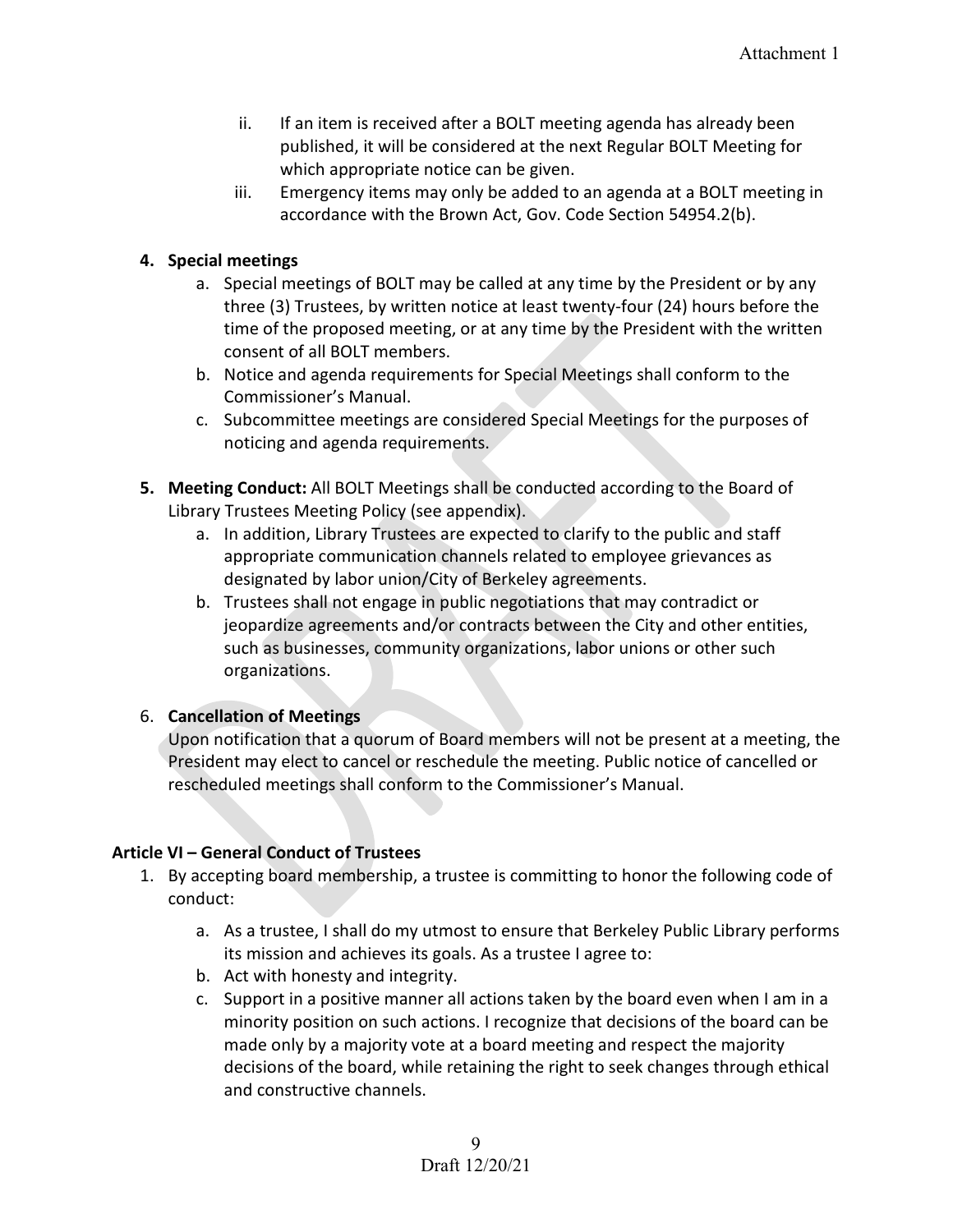ii. If an item is received after a BOLT meeting agenda has already been published, it will be considered at the next Regular BOLT Meeting for which appropriate notice can be given.
   iii. Emergency items may only be added to an agenda at a BOLT meeting in accordance with the Brown Act, Gov. Code Section 54954.2(b).

**4. Special meetings**

   a. Special meetings of BOLT may be called at any time by the President or by any three (3) Trustees, by written notice at least twenty-four (24) hours before the time of the proposed meeting, or at any time by the President with the written consent of all BOLT members.
   b. Notice and agenda requirements for Special Meetings shall conform to the Commissioner's Manual.
   c. Subcommittee meetings are considered Special Meetings for the purposes of noticing and agenda requirements.

**5. Meeting Conduct:** All BOLT Meetings shall be conducted according to the Board of Library Trustees Meeting Policy (see appendix).

   a. In addition, Library Trustees are expected to clarify to the public and staff appropriate communication channels related to employee grievances as designated by labor union/City of Berkeley agreements.
   b. Trustees shall not engage in public negotiations that may contradict or jeopardize agreements and/or contracts between the City and other entities, such as businesses, community organizations, labor unions or other such organizations.

6. **Cancellation of Meetings**

Upon notification that a quorum of Board members will not be present at a meeting, the President may elect to cancel or reschedule the meeting. Public notice of cancelled or rescheduled meetings shall conform to the Commissioner's Manual.

**Article VI – General Conduct of Trustees**

1. By accepting board membership, a trustee is committing to honor the following code of conduct:

   a. As a trustee, I shall do my utmost to ensure that Berkeley Public Library performs its mission and achieves its goals. As a trustee I agree to:
   b. Act with honesty and integrity.
   c. Support in a positive manner all actions taken by the board even when I am in a minority position on such actions. I recognize that decisions of the board can be made only by a majority vote at a board meeting and respect the majority decisions of the board, while retaining the right to seek changes through ethical and constructive channels.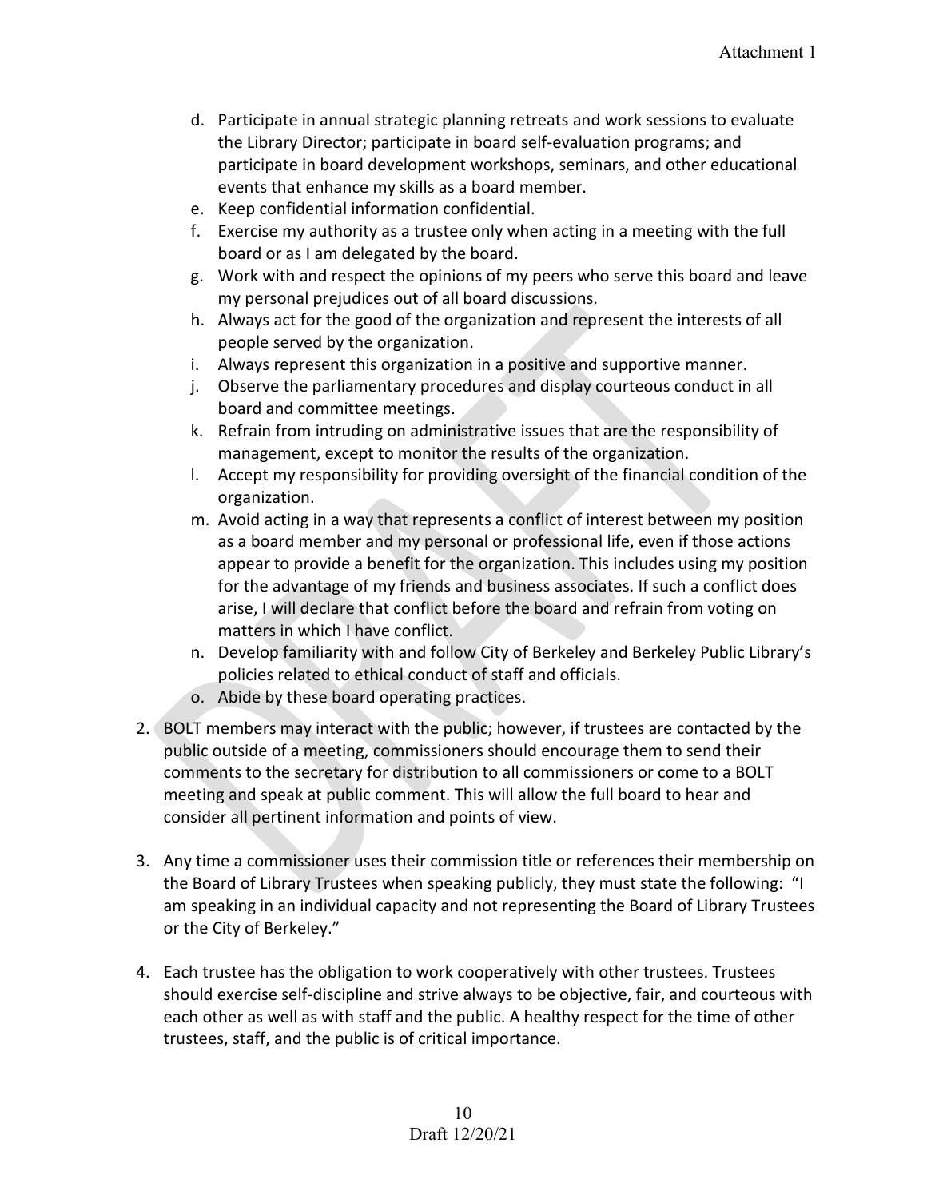d. Participate in annual strategic planning retreats and work sessions to evaluate the Library Director; participate in board self-evaluation programs; and participate in board development workshops, seminars, and other educational events that enhance my skills as a board member.
e. Keep confidential information confidential.
f. Exercise my authority as a trustee only when acting in a meeting with the full board or as I am delegated by the board.
g. Work with and respect the opinions of my peers who serve this board and leave my personal prejudices out of all board discussions.
h. Always act for the good of the organization and represent the interests of all people served by the organization.
i. Always represent this organization in a positive and supportive manner.
j. Observe the parliamentary procedures and display courteous conduct in all board and committee meetings.
k. Refrain from intruding on administrative issues that are the responsibility of management, except to monitor the results of the organization.
l. Accept my responsibility for providing oversight of the financial condition of the organization.
m. Avoid acting in a way that represents a conflict of interest between my position as a board member and my personal or professional life, even if those actions appear to provide a benefit for the organization. This includes using my position for the advantage of my friends and business associates. If such a conflict does arise, I will declare that conflict before the board and refrain from voting on matters in which I have conflict.
n. Develop familiarity with and follow City of Berkeley and Berkeley Public Library's policies related to ethical conduct of staff and officials.
o. Abide by these board operating practices.

2. BOLT members may interact with the public; however, if trustees are contacted by the public outside of a meeting, commissioners should encourage them to send their comments to the secretary for distribution to all commissioners or come to a BOLT meeting and speak at public comment. This will allow the full board to hear and consider all pertinent information and points of view.

3. Any time a commissioner uses their commission title or references their membership on the Board of Library Trustees when speaking publicly, they must state the following: "I am speaking in an individual capacity and not representing the Board of Library Trustees or the City of Berkeley."

4. Each trustee has the obligation to work cooperatively with other trustees. Trustees should exercise self-discipline and strive always to be objective, fair, and courteous with each other as well as with staff and the public. A healthy respect for the time of other trustees, staff, and the public is of critical importance.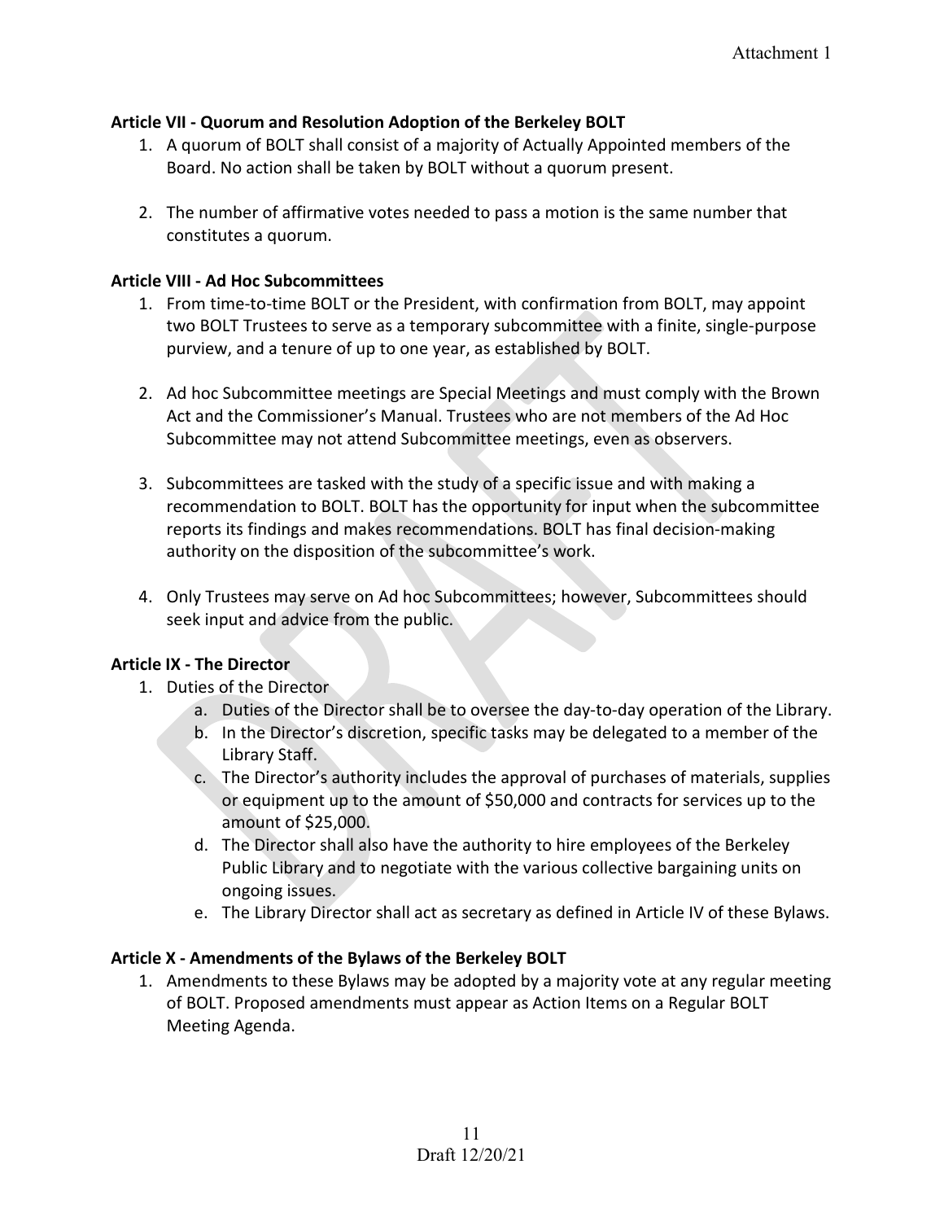**Article VII - Quorum and Resolution Adoption of the Berkeley BOLT**

1. A quorum of BOLT shall consist of a majority of Actually Appointed members of the Board. No action shall be taken by BOLT without a quorum present.

2. The number of affirmative votes needed to pass a motion is the same number that constitutes a quorum.

**Article VIII - Ad Hoc Subcommittees**

1. From time-to-time BOLT or the President, with confirmation from BOLT, may appoint two BOLT Trustees to serve as a temporary subcommittee with a finite, single-purpose purview, and a tenure of up to one year, as established by BOLT.

2. Ad hoc Subcommittee meetings are Special Meetings and must comply with the Brown Act and the Commissioner's Manual. Trustees who are not members of the Ad Hoc Subcommittee may not attend Subcommittee meetings, even as observers.

3. Subcommittees are tasked with the study of a specific issue and with making a recommendation to BOLT. BOLT has the opportunity for input when the subcommittee reports its findings and makes recommendations. BOLT has final decision-making authority on the disposition of the subcommittee's work.

4. Only Trustees may serve on Ad hoc Subcommittees; however, Subcommittees should seek input and advice from the public.

**Article IX - The Director**

1. Duties of the Director
   a. Duties of the Director shall be to oversee the day-to-day operation of the Library.
   b. In the Director's discretion, specific tasks may be delegated to a member of the Library Staff.
   c. The Director's authority includes the approval of purchases of materials, supplies or equipment up to the amount of $50,000 and contracts for services up to the amount of $25,000.
   d. The Director shall also have the authority to hire employees of the Berkeley Public Library and to negotiate with the various collective bargaining units on ongoing issues.
   e. The Library Director shall act as secretary as defined in Article IV of these Bylaws.

**Article X - Amendments of the Bylaws of the Berkeley BOLT**

1. Amendments to these Bylaws may be adopted by a majority vote at any regular meeting of BOLT. Proposed amendments must appear as Action Items on a Regular BOLT Meeting Agenda.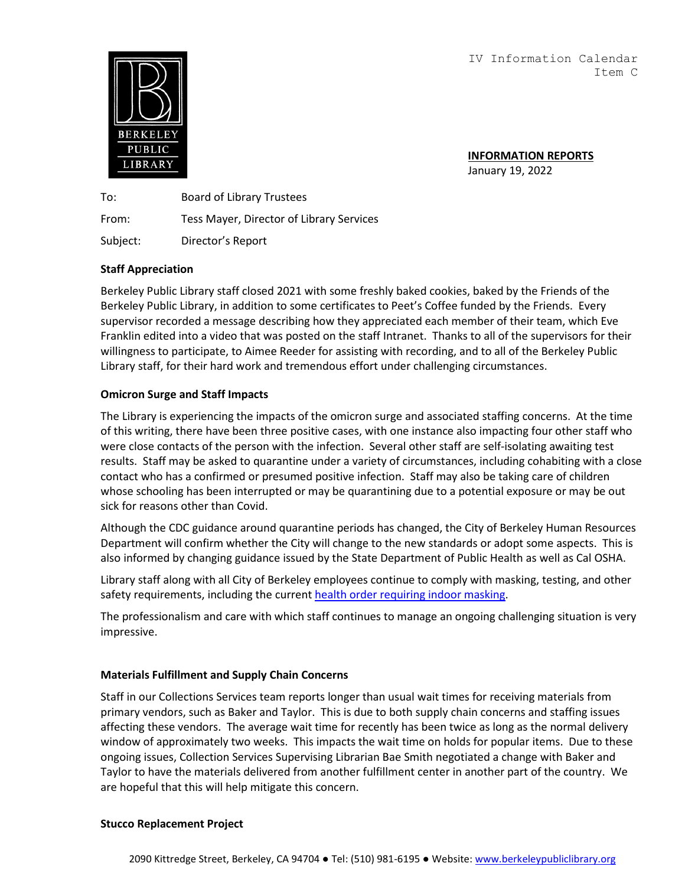IV Information Calendar
Item C

**INFORMATION REPORTS**
January 19, 2022

To: Board of Library Trustees

From: Tess Mayer, Director of Library Services

Subject: Director's Report

**Staff Appreciation**

Berkeley Public Library staff closed 2021 with some freshly baked cookies, baked by the Friends of the Berkeley Public Library, in addition to some certificates to Peet's Coffee funded by the Friends. Every supervisor recorded a message describing how they appreciated each member of their team, which Eve Franklin edited into a video that was posted on the staff Intranet. Thanks to all of the supervisors for their willingness to participate, to Aimee Reeder for assisting with recording, and to all of the Berkeley Public Library staff, for their hard work and tremendous effort under challenging circumstances.

**Omicron Surge and Staff Impacts**

The Library is experiencing the impacts of the omicron surge and associated staffing concerns. At the time of this writing, there have been three positive cases, with one instance also impacting four other staff who were close contacts of the person with the infection. Several other staff are self-isolating awaiting test results. Staff may be asked to quarantine under a variety of circumstances, including cohabiting with a close contact who has a confirmed or presumed positive infection. Staff may also be taking care of children whose schooling has been interrupted or may be quarantining due to a potential exposure or may be out sick for reasons other than Covid.

Although the CDC guidance around quarantine periods has changed, the City of Berkeley Human Resources Department will confirm whether the City will change to the new standards or adopt some aspects. This is also informed by changing guidance issued by the State Department of Public Health as well as Cal OSHA.

Library staff along with all City of Berkeley employees continue to comply with masking, testing, and other safety requirements, including the current health order requiring indoor masking.

The professionalism and care with which staff continues to manage an ongoing challenging situation is very impressive.

**Materials Fulfillment and Supply Chain Concerns**

Staff in our Collections Services team reports longer than usual wait times for receiving materials from primary vendors, such as Baker and Taylor. This is due to both supply chain concerns and staffing issues affecting these vendors. The average wait time for recently has been twice as long as the normal delivery window of approximately two weeks. This impacts the wait time on holds for popular items. Due to these ongoing issues, Collection Services Supervising Librarian Bae Smith negotiated a change with Baker and Taylor to have the materials delivered from another fulfillment center in another part of the country. We are hopeful that this will help mitigate this concern.

**Stucco Replacement Project**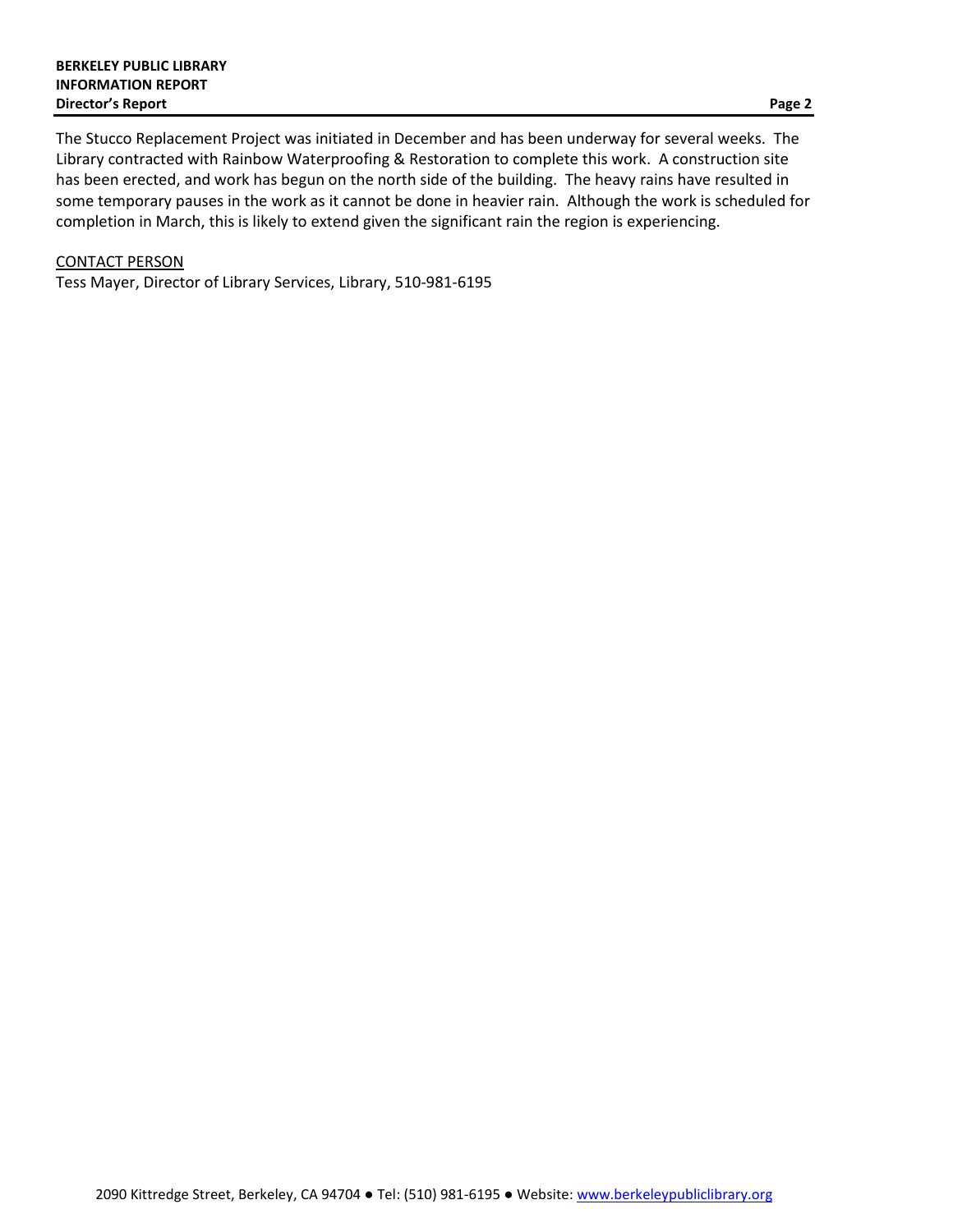The Stucco Replacement Project was initiated in December and has been underway for several weeks. The Library contracted with Rainbow Waterproofing & Restoration to complete this work. A construction site has been erected, and work has begun on the north side of the building. The heavy rains have resulted in some temporary pauses in the work as it cannot be done in heavier rain. Although the work is scheduled for completion in March, this is likely to extend given the significant rain the region is experiencing.

CONTACT PERSON

Tess Mayer, Director of Library Services, Library, 510-981-6195